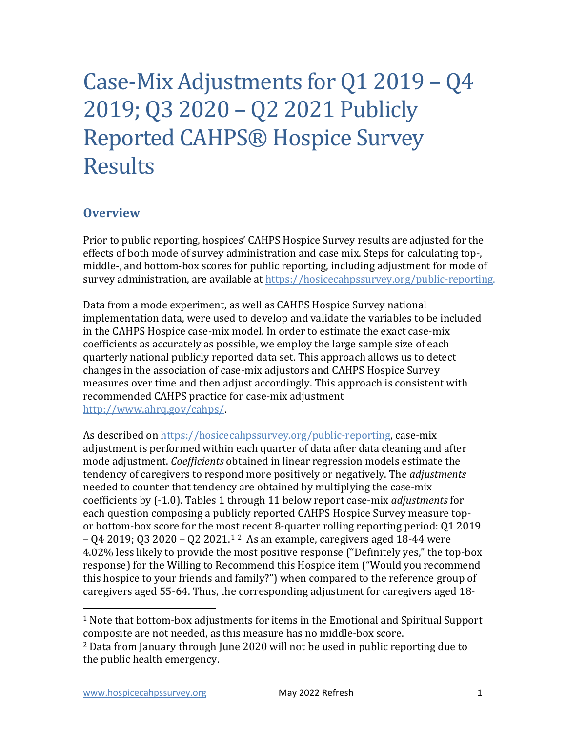# Case-Mix Adjustments for Q1 2019 – Q4 2019; Q3 2020 – Q2 2021 Publicly Reported CAHPS® Hospice Survey Results

## Overview

Prior to public reporting, hospices' CAHPS Hospice Survey results are adjusted for the effects of both mode of survey administration and case mix. Steps for calculating top-, middle-, and bottom-box scores for public reporting, including adjustment for mode of survey administration, are available at https://hosicecahpssurvey.org/public-reporting.

Data from a mode experiment, as well as CAHPS Hospice Survey national implementation data, were used to develop and validate the variables to be included in the CAHPS Hospice case-mix model. In order to estimate the exact case-mix coefficients as accurately as possible, we employ the large sample size of each quarterly national publicly reported data set. This approach allows us to detect changes in the association of case-mix adjustors and CAHPS Hospice Survey measures over time and then adjust accordingly. This approach is consistent with recommended CAHPS practice for case-mix adjustment http://www.ahrq.gov/cahps/.

As described on https://hosicecahpssurvey.org/public-reporting, case-mix adjustment is performed within each quarter of data after data cleaning and after mode adjustment. *Coefficients* obtained in linear regression models estimate the tendency of caregivers to respond more positively or negatively. The *adjustments* needed to counter that tendency are obtained by multiplying the case-mix coefficients by (-1.0). Tables 1 through 11 below report case-mix *adjustments* for each question composing a publicly reported CAHPS Hospice Survey measure top- or bottom-box score for the most recent 8-quarter rolling reporting period: Q1 2019 – Q4 2019; Q3 2020 – Q2 2021.[1] [2] As an example, caregivers aged 18-44 were 4.02% less likely to provide the most positive response ("Definitely yes," the top-box response) for the Willing to Recommend this Hospice item ("Would you recommend this hospice to your friends and family?") when compared to the reference group of caregivers aged 55-64. Thus, the corresponding adjustment for caregivers aged 18-

[1] Note that bottom-box adjustments for items in the Emotional and Spiritual Support composite are not needed, as this measure has no middle-box score.

[2] Data from January through June 2020 will not be used in public reporting due to the public health emergency.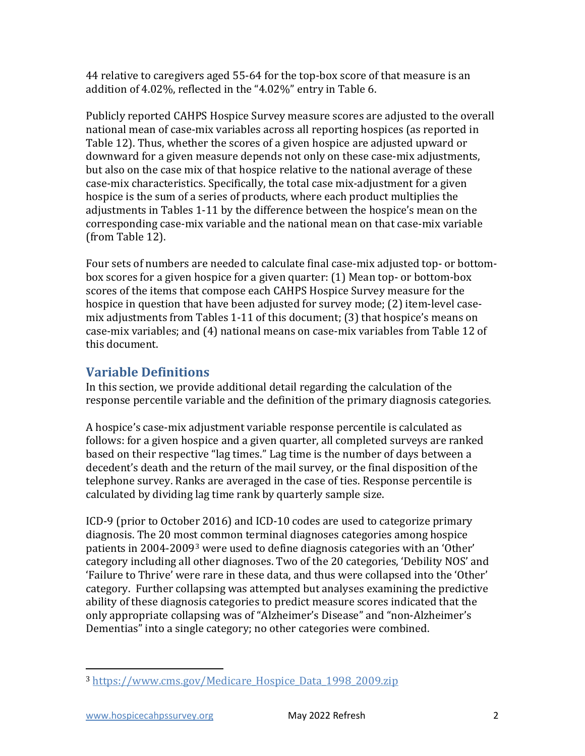44 relative to caregivers aged 55-64 for the top-box score of that measure is an addition of 4.02%, reflected in the "4.02%" entry in Table 6.

Publicly reported CAHPS Hospice Survey measure scores are adjusted to the overall national mean of case-mix variables across all reporting hospices (as reported in Table 12). Thus, whether the scores of a given hospice are adjusted upward or downward for a given measure depends not only on these case-mix adjustments, but also on the case mix of that hospice relative to the national average of these case-mix characteristics. Specifically, the total case mix-adjustment for a given hospice is the sum of a series of products, where each product multiplies the adjustments in Tables 1-11 by the difference between the hospice's mean on the corresponding case-mix variable and the national mean on that case-mix variable (from Table 12).

Four sets of numbers are needed to calculate final case-mix adjusted top- or bottom-box scores for a given hospice for a given quarter: (1) Mean top- or bottom-box scores of the items that compose each CAHPS Hospice Survey measure for the hospice in question that have been adjusted for survey mode; (2) item-level case-mix adjustments from Tables 1-11 of this document; (3) that hospice's means on case-mix variables; and (4) national means on case-mix variables from Table 12 of this document.

## Variable Definitions

In this section, we provide additional detail regarding the calculation of the response percentile variable and the definition of the primary diagnosis categories.

A hospice's case-mix adjustment variable response percentile is calculated as follows: for a given hospice and a given quarter, all completed surveys are ranked based on their respective "lag times." Lag time is the number of days between a decedent's death and the return of the mail survey, or the final disposition of the telephone survey. Ranks are averaged in the case of ties. Response percentile is calculated by dividing lag time rank by quarterly sample size.

ICD-9 (prior to October 2016) and ICD-10 codes are used to categorize primary diagnosis. The 20 most common terminal diagnoses categories among hospice patients in 2004-2009[3] were used to define diagnosis categories with an 'Other' category including all other diagnoses. Two of the 20 categories, 'Debility NOS' and 'Failure to Thrive' were rare in these data, and thus were collapsed into the 'Other' category. Further collapsing was attempted but analyses examining the predictive ability of these diagnosis categories to predict measure scores indicated that the only appropriate collapsing was of "Alzheimer's Disease" and "non-Alzheimer's Dementias" into a single category; no other categories were combined.

---

[3] https://www.cms.gov/Medicare_Hospice_Data_1998_2009.zip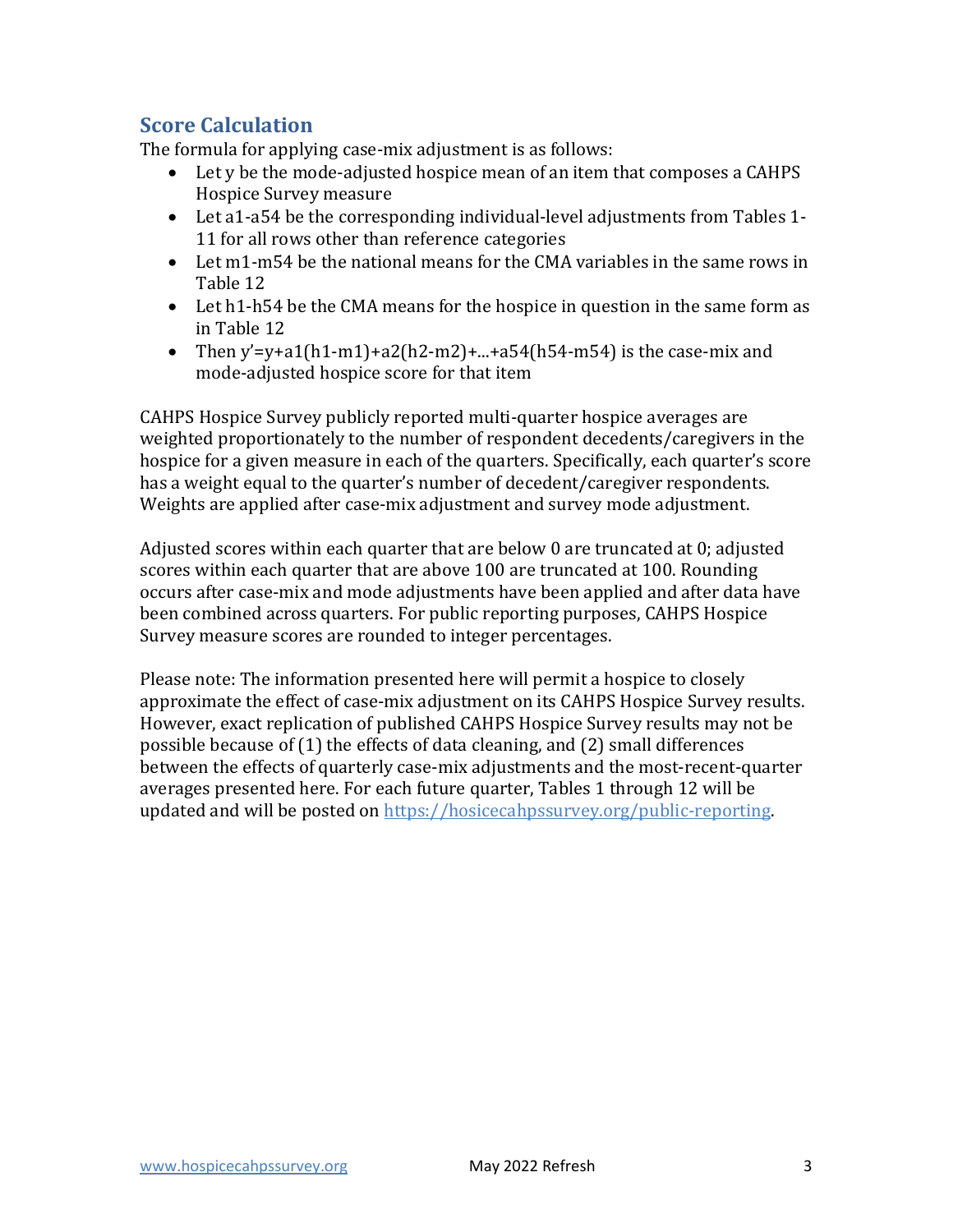## Score Calculation

The formula for applying case-mix adjustment is as follows:

- Let y be the mode-adjusted hospice mean of an item that composes a CAHPS Hospice Survey measure
- Let a1-a54 be the corresponding individual-level adjustments from Tables 1-11 for all rows other than reference categories
- Let m1-m54 be the national means for the CMA variables in the same rows in Table 12
- Let h1-h54 be the CMA means for the hospice in question in the same form as in Table 12
- Then y'=y+a1(h1-m1)+a2(h2-m2)+...+a54(h54-m54) is the case-mix and mode-adjusted hospice score for that item

CAHPS Hospice Survey publicly reported multi-quarter hospice averages are weighted proportionately to the number of respondent decedents/caregivers in the hospice for a given measure in each of the quarters. Specifically, each quarter's score has a weight equal to the quarter's number of decedent/caregiver respondents. Weights are applied after case-mix adjustment and survey mode adjustment.

Adjusted scores within each quarter that are below 0 are truncated at 0; adjusted scores within each quarter that are above 100 are truncated at 100. Rounding occurs after case-mix and mode adjustments have been applied and after data have been combined across quarters. For public reporting purposes, CAHPS Hospice Survey measure scores are rounded to integer percentages.

Please note: The information presented here will permit a hospice to closely approximate the effect of case-mix adjustment on its CAHPS Hospice Survey results. However, exact replication of published CAHPS Hospice Survey results may not be possible because of (1) the effects of data cleaning, and (2) small differences between the effects of quarterly case-mix adjustments and the most-recent-quarter averages presented here. For each future quarter, Tables 1 through 12 will be updated and will be posted on [https://hosicecahpssurvey.org/public-reporting](https://hosicecahpssurvey.org/public-reporting).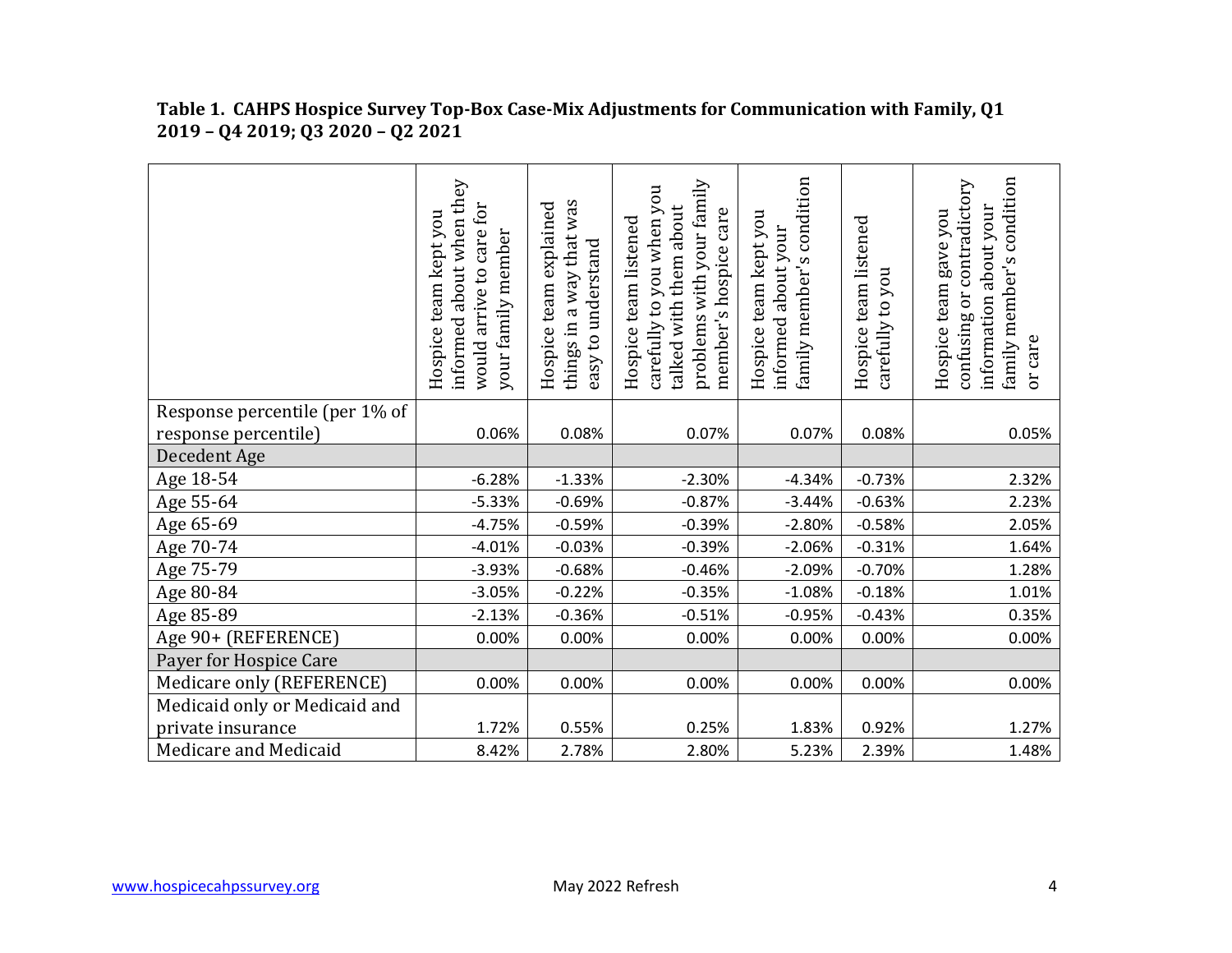**Table 1. CAHPS Hospice Survey Top-Box Case-Mix Adjustments for Communication with Family, Q1 2019 – Q4 2019; Q3 2020 – Q2 2021**

| | Hospice team kept you informed about when they would arrive to care for your family member | Hospice team explained things in a way that was easy to understand | Hospice team listened carefully to you when you talked with them about problems with your family member's hospice care | Hospice team kept you informed about your family member's condition | Hospice team listened carefully to you | Hospice team gave you confusing or contradictory information about your family member's condition or care |
|---|---|---|---|---|---|---|
| Response percentile (per 1% of response percentile) | 0.06% | 0.08% | 0.07% | 0.07% | 0.08% | 0.05% |
| Decedent Age | | | | | | |
| Age 18-54 | -6.28% | -1.33% | -2.30% | -4.34% | -0.73% | 2.32% |
| Age 55-64 | -5.33% | -0.69% | -0.87% | -3.44% | -0.63% | 2.23% |
| Age 65-69 | -4.75% | -0.59% | -0.39% | -2.80% | -0.58% | 2.05% |
| Age 70-74 | -4.01% | -0.03% | -0.39% | -2.06% | -0.31% | 1.64% |
| Age 75-79 | -3.93% | -0.68% | -0.46% | -2.09% | -0.70% | 1.28% |
| Age 80-84 | -3.05% | -0.22% | -0.35% | -1.08% | -0.18% | 1.01% |
| Age 85-89 | -2.13% | -0.36% | -0.51% | -0.95% | -0.43% | 0.35% |
| Age 90+ (REFERENCE) | 0.00% | 0.00% | 0.00% | 0.00% | 0.00% | 0.00% |
| Payer for Hospice Care | | | | | | |
| Medicare only (REFERENCE) | 0.00% | 0.00% | 0.00% | 0.00% | 0.00% | 0.00% |
| Medicaid only or Medicaid and private insurance | 1.72% | 0.55% | 0.25% | 1.83% | 0.92% | 1.27% |
| Medicare and Medicaid | 8.42% | 2.78% | 2.80% | 5.23% | 2.39% | 1.48% |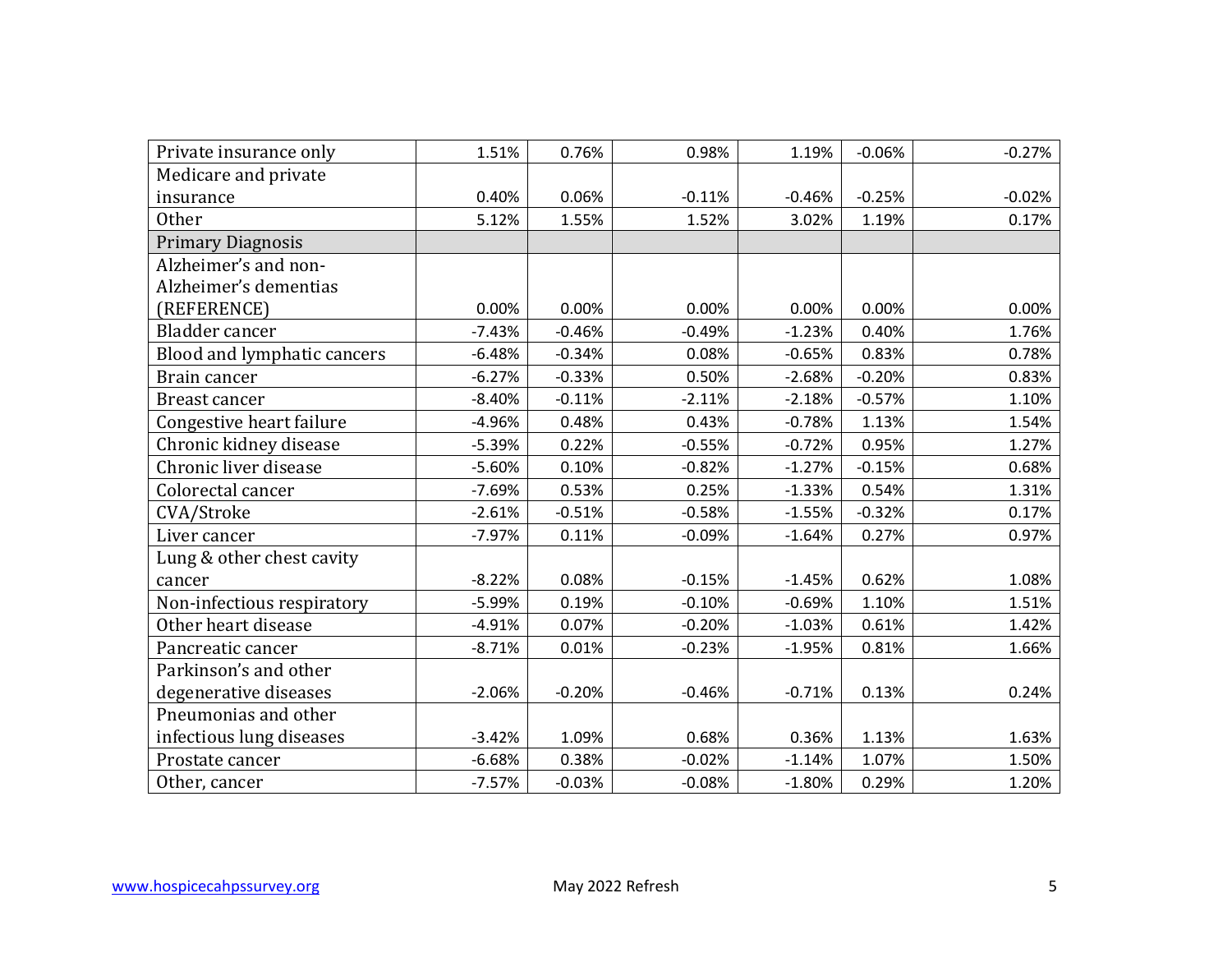| | | | | | | |
|---|---|---|---|---|---|---|
| Private insurance only | 1.51% | 0.76% | 0.98% | 1.19% | -0.06% | -0.27% |
| Medicare and private insurance | 0.40% | 0.06% | -0.11% | -0.46% | -0.25% | -0.02% |
| Other | 5.12% | 1.55% | 1.52% | 3.02% | 1.19% | 0.17% |
| Primary Diagnosis | | | | | | |
| Alzheimer's and non-Alzheimer's dementias (REFERENCE) | 0.00% | 0.00% | 0.00% | 0.00% | 0.00% | 0.00% |
| Bladder cancer | -7.43% | -0.46% | -0.49% | -1.23% | 0.40% | 1.76% |
| Blood and lymphatic cancers | -6.48% | -0.34% | 0.08% | -0.65% | 0.83% | 0.78% |
| Brain cancer | -6.27% | -0.33% | 0.50% | -2.68% | -0.20% | 0.83% |
| Breast cancer | -8.40% | -0.11% | -2.11% | -2.18% | -0.57% | 1.10% |
| Congestive heart failure | -4.96% | 0.48% | 0.43% | -0.78% | 1.13% | 1.54% |
| Chronic kidney disease | -5.39% | 0.22% | -0.55% | -0.72% | 0.95% | 1.27% |
| Chronic liver disease | -5.60% | 0.10% | -0.82% | -1.27% | -0.15% | 0.68% |
| Colorectal cancer | -7.69% | 0.53% | 0.25% | -1.33% | 0.54% | 1.31% |
| CVA/Stroke | -2.61% | -0.51% | -0.58% | -1.55% | -0.32% | 0.17% |
| Liver cancer | -7.97% | 0.11% | -0.09% | -1.64% | 0.27% | 0.97% |
| Lung & other chest cavity cancer | -8.22% | 0.08% | -0.15% | -1.45% | 0.62% | 1.08% |
| Non-infectious respiratory | -5.99% | 0.19% | -0.10% | -0.69% | 1.10% | 1.51% |
| Other heart disease | -4.91% | 0.07% | -0.20% | -1.03% | 0.61% | 1.42% |
| Pancreatic cancer | -8.71% | 0.01% | -0.23% | -1.95% | 0.81% | 1.66% |
| Parkinson's and other degenerative diseases | -2.06% | -0.20% | -0.46% | -0.71% | 0.13% | 0.24% |
| Pneumonias and other infectious lung diseases | -3.42% | 1.09% | 0.68% | 0.36% | 1.13% | 1.63% |
| Prostate cancer | -6.68% | 0.38% | -0.02% | -1.14% | 1.07% | 1.50% |
| Other, cancer | -7.57% | -0.03% | -0.08% | -1.80% | 0.29% | 1.20% |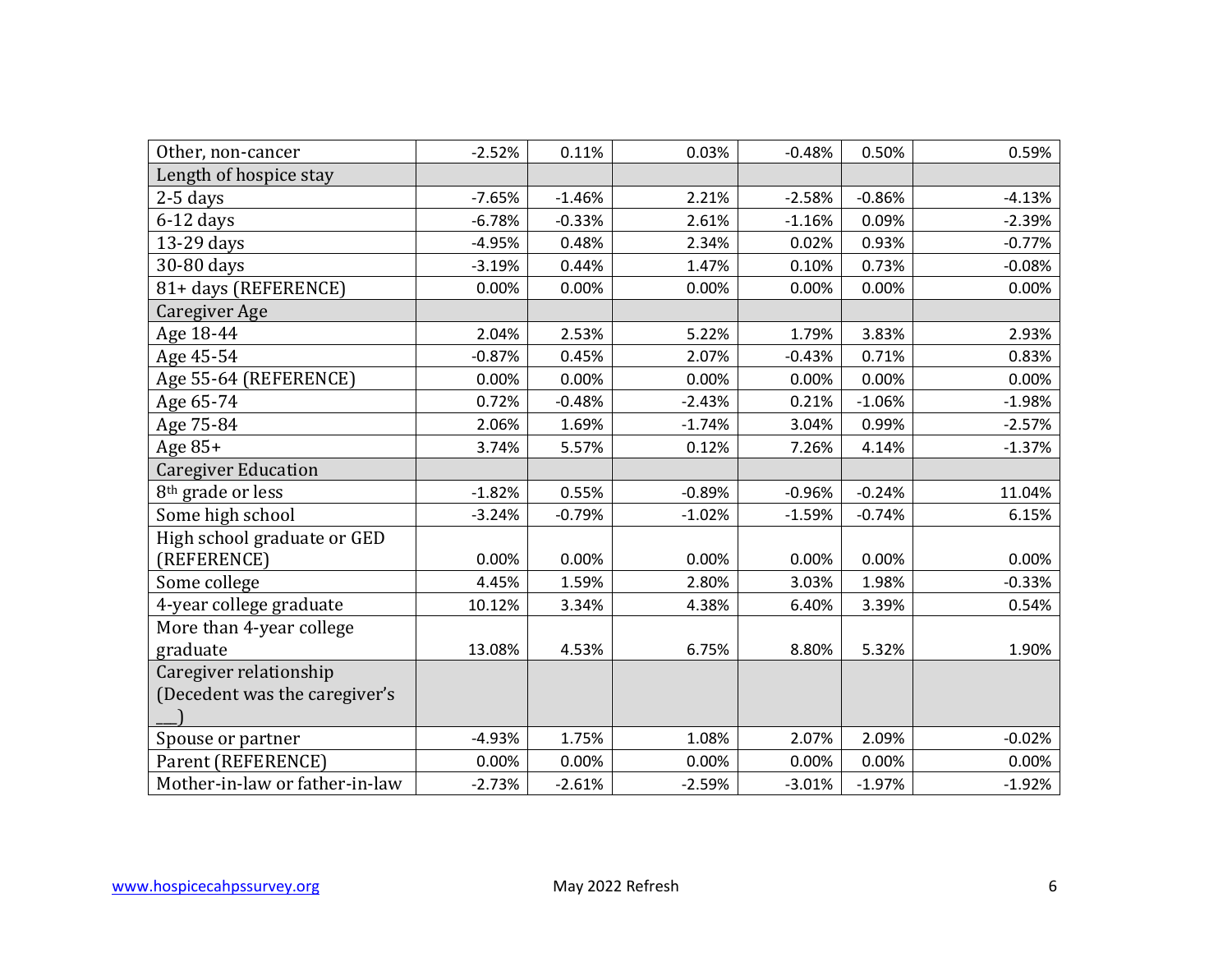| | | | | | | |
|---|---|---|---|---|---|---|
| Other, non-cancer | -2.52% | 0.11% | 0.03% | -0.48% | 0.50% | 0.59% |
| Length of hospice stay | | | | | | |
| 2-5 days | -7.65% | -1.46% | 2.21% | -2.58% | -0.86% | -4.13% |
| 6-12 days | -6.78% | -0.33% | 2.61% | -1.16% | 0.09% | -2.39% |
| 13-29 days | -4.95% | 0.48% | 2.34% | 0.02% | 0.93% | -0.77% |
| 30-80 days | -3.19% | 0.44% | 1.47% | 0.10% | 0.73% | -0.08% |
| 81+ days (REFERENCE) | 0.00% | 0.00% | 0.00% | 0.00% | 0.00% | 0.00% |
| Caregiver Age | | | | | | |
| Age 18-44 | 2.04% | 2.53% | 5.22% | 1.79% | 3.83% | 2.93% |
| Age 45-54 | -0.87% | 0.45% | 2.07% | -0.43% | 0.71% | 0.83% |
| Age 55-64 (REFERENCE) | 0.00% | 0.00% | 0.00% | 0.00% | 0.00% | 0.00% |
| Age 65-74 | 0.72% | -0.48% | -2.43% | 0.21% | -1.06% | -1.98% |
| Age 75-84 | 2.06% | 1.69% | -1.74% | 3.04% | 0.99% | -2.57% |
| Age 85+ | 3.74% | 5.57% | 0.12% | 7.26% | 4.14% | -1.37% |
| Caregiver Education | | | | | | |
| 8th grade or less | -1.82% | 0.55% | -0.89% | -0.96% | -0.24% | 11.04% |
| Some high school | -3.24% | -0.79% | -1.02% | -1.59% | -0.74% | 6.15% |
| High school graduate or GED (REFERENCE) | 0.00% | 0.00% | 0.00% | 0.00% | 0.00% | 0.00% |
| Some college | 4.45% | 1.59% | 2.80% | 3.03% | 1.98% | -0.33% |
| 4-year college graduate | 10.12% | 3.34% | 4.38% | 6.40% | 3.39% | 0.54% |
| More than 4-year college graduate | 13.08% | 4.53% | 6.75% | 8.80% | 5.32% | 1.90% |
| Caregiver relationship (Decedent was the caregiver's ___) | | | | | | |
| Spouse or partner | -4.93% | 1.75% | 1.08% | 2.07% | 2.09% | -0.02% |
| Parent (REFERENCE) | 0.00% | 0.00% | 0.00% | 0.00% | 0.00% | 0.00% |
| Mother-in-law or father-in-law | -2.73% | -2.61% | -2.59% | -3.01% | -1.97% | -1.92% |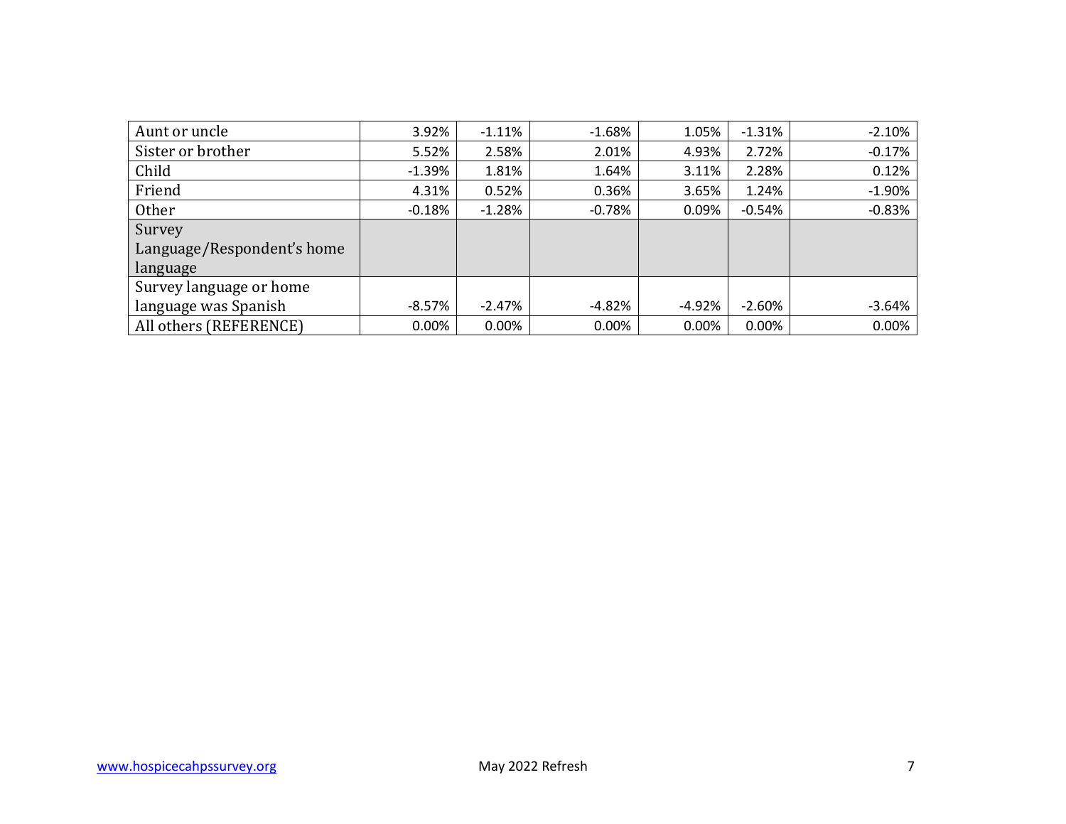| | | | | | | |
|---|---|---|---|---|---|---|
| Aunt or uncle | 3.92% | -1.11% | -1.68% | 1.05% | -1.31% | -2.10% |
| Sister or brother | 5.52% | 2.58% | 2.01% | 4.93% | 2.72% | -0.17% |
| Child | -1.39% | 1.81% | 1.64% | 3.11% | 2.28% | 0.12% |
| Friend | 4.31% | 0.52% | 0.36% | 3.65% | 1.24% | -1.90% |
| Other | -0.18% | -1.28% | -0.78% | 0.09% | -0.54% | -0.83% |
| Survey Language/Respondent's home language | | | | | | |
| Survey language or home language was Spanish | -8.57% | -2.47% | -4.82% | -4.92% | -2.60% | -3.64% |
| All others (REFERENCE) | 0.00% | 0.00% | 0.00% | 0.00% | 0.00% | 0.00% |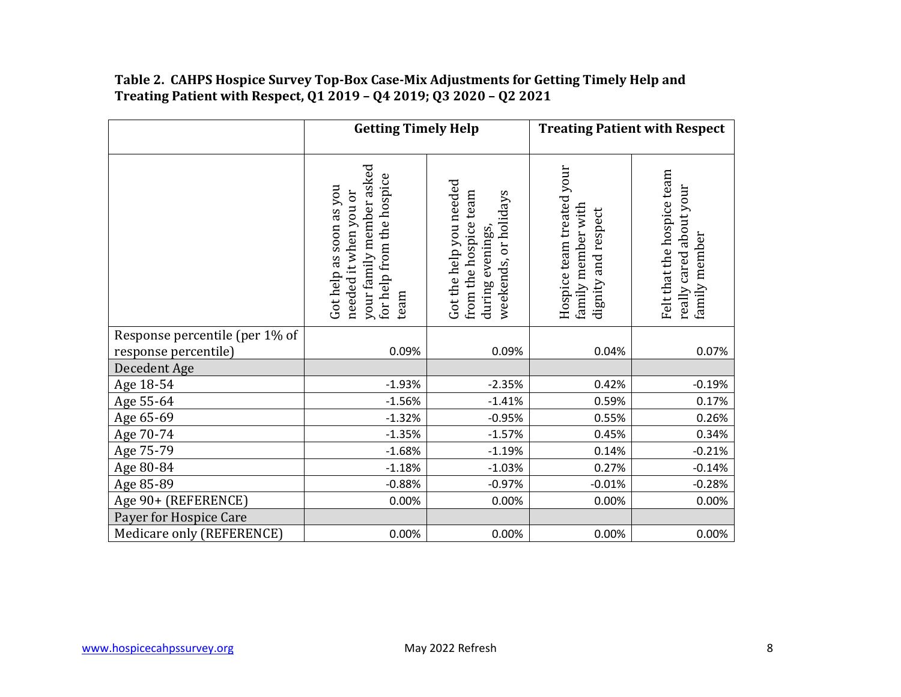**Table 2. CAHPS Hospice Survey Top-Box Case-Mix Adjustments for Getting Timely Help and Treating Patient with Respect, Q1 2019 – Q4 2019; Q3 2020 – Q2 2021**

| | Getting Timely Help | | Treating Patient with Respect | |
|---|---|---|---|---|
| | Got help as soon as you needed it when you or your family member asked for help from the hospice team | Got the help you needed from the hospice team during evenings, weekends, or holidays | Hospice team treated your family member with dignity and respect | Felt that the hospice team really cared about your family member |
| Response percentile (per 1% of response percentile) | 0.09% | 0.09% | 0.04% | 0.07% |
| Decedent Age | | | | |
| Age 18-54 | -1.93% | -2.35% | 0.42% | -0.19% |
| Age 55-64 | -1.56% | -1.41% | 0.59% | 0.17% |
| Age 65-69 | -1.32% | -0.95% | 0.55% | 0.26% |
| Age 70-74 | -1.35% | -1.57% | 0.45% | 0.34% |
| Age 75-79 | -1.68% | -1.19% | 0.14% | -0.21% |
| Age 80-84 | -1.18% | -1.03% | 0.27% | -0.14% |
| Age 85-89 | -0.88% | -0.97% | -0.01% | -0.28% |
| Age 90+ (REFERENCE) | 0.00% | 0.00% | 0.00% | 0.00% |
| Payer for Hospice Care | | | | |
| Medicare only (REFERENCE) | 0.00% | 0.00% | 0.00% | 0.00% |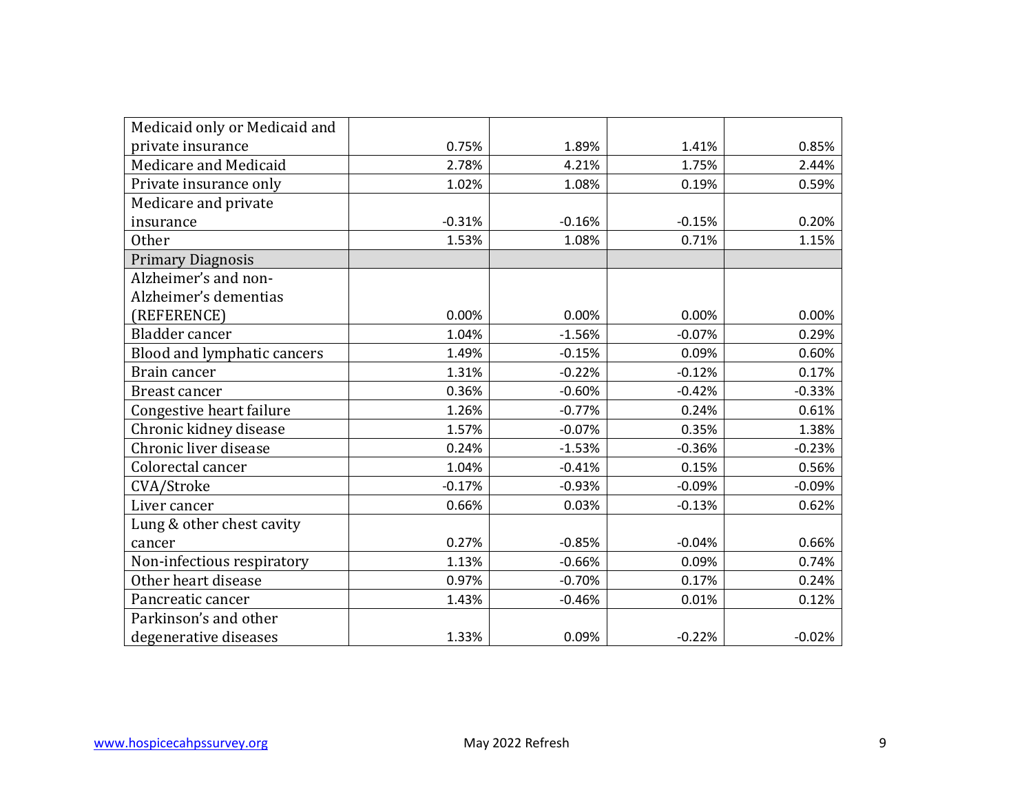| | | | | |
|---|---|---|---|---|
| Medicaid only or Medicaid and private insurance | 0.75% | 1.89% | 1.41% | 0.85% |
| Medicare and Medicaid | 2.78% | 4.21% | 1.75% | 2.44% |
| Private insurance only | 1.02% | 1.08% | 0.19% | 0.59% |
| Medicare and private insurance | -0.31% | -0.16% | -0.15% | 0.20% |
| Other | 1.53% | 1.08% | 0.71% | 1.15% |
| Primary Diagnosis | | | | |
| Alzheimer's and non-Alzheimer's dementias (REFERENCE) | 0.00% | 0.00% | 0.00% | 0.00% |
| Bladder cancer | 1.04% | -1.56% | -0.07% | 0.29% |
| Blood and lymphatic cancers | 1.49% | -0.15% | 0.09% | 0.60% |
| Brain cancer | 1.31% | -0.22% | -0.12% | 0.17% |
| Breast cancer | 0.36% | -0.60% | -0.42% | -0.33% |
| Congestive heart failure | 1.26% | -0.77% | 0.24% | 0.61% |
| Chronic kidney disease | 1.57% | -0.07% | 0.35% | 1.38% |
| Chronic liver disease | 0.24% | -1.53% | -0.36% | -0.23% |
| Colorectal cancer | 1.04% | -0.41% | 0.15% | 0.56% |
| CVA/Stroke | -0.17% | -0.93% | -0.09% | -0.09% |
| Liver cancer | 0.66% | 0.03% | -0.13% | 0.62% |
| Lung & other chest cavity cancer | 0.27% | -0.85% | -0.04% | 0.66% |
| Non-infectious respiratory | 1.13% | -0.66% | 0.09% | 0.74% |
| Other heart disease | 0.97% | -0.70% | 0.17% | 0.24% |
| Pancreatic cancer | 1.43% | -0.46% | 0.01% | 0.12% |
| Parkinson's and other degenerative diseases | 1.33% | 0.09% | -0.22% | -0.02% |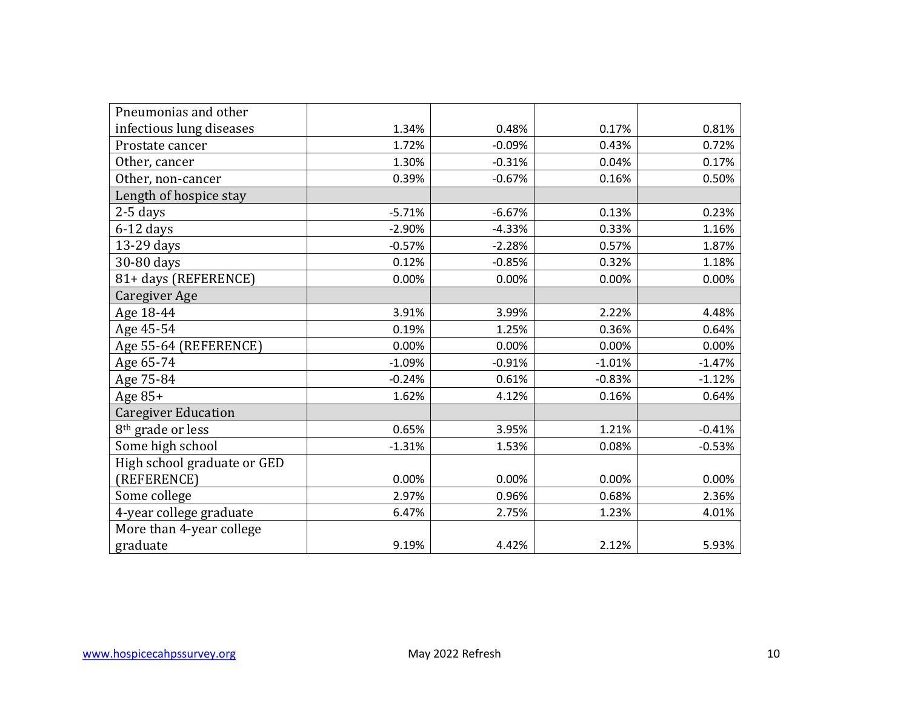| | | | | |
|---|---|---|---|---|
| Pneumonias and other infectious lung diseases | 1.34% | 0.48% | 0.17% | 0.81% |
| Prostate cancer | 1.72% | -0.09% | 0.43% | 0.72% |
| Other, cancer | 1.30% | -0.31% | 0.04% | 0.17% |
| Other, non-cancer | 0.39% | -0.67% | 0.16% | 0.50% |
| Length of hospice stay | | | | |
| 2-5 days | -5.71% | -6.67% | 0.13% | 0.23% |
| 6-12 days | -2.90% | -4.33% | 0.33% | 1.16% |
| 13-29 days | -0.57% | -2.28% | 0.57% | 1.87% |
| 30-80 days | 0.12% | -0.85% | 0.32% | 1.18% |
| 81+ days (REFERENCE) | 0.00% | 0.00% | 0.00% | 0.00% |
| Caregiver Age | | | | |
| Age 18-44 | 3.91% | 3.99% | 2.22% | 4.48% |
| Age 45-54 | 0.19% | 1.25% | 0.36% | 0.64% |
| Age 55-64 (REFERENCE) | 0.00% | 0.00% | 0.00% | 0.00% |
| Age 65-74 | -1.09% | -0.91% | -1.01% | -1.47% |
| Age 75-84 | -0.24% | 0.61% | -0.83% | -1.12% |
| Age 85+ | 1.62% | 4.12% | 0.16% | 0.64% |
| Caregiver Education | | | | |
| 8th grade or less | 0.65% | 3.95% | 1.21% | -0.41% |
| Some high school | -1.31% | 1.53% | 0.08% | -0.53% |
| High school graduate or GED (REFERENCE) | 0.00% | 0.00% | 0.00% | 0.00% |
| Some college | 2.97% | 0.96% | 0.68% | 2.36% |
| 4-year college graduate | 6.47% | 2.75% | 1.23% | 4.01% |
| More than 4-year college graduate | 9.19% | 4.42% | 2.12% | 5.93% |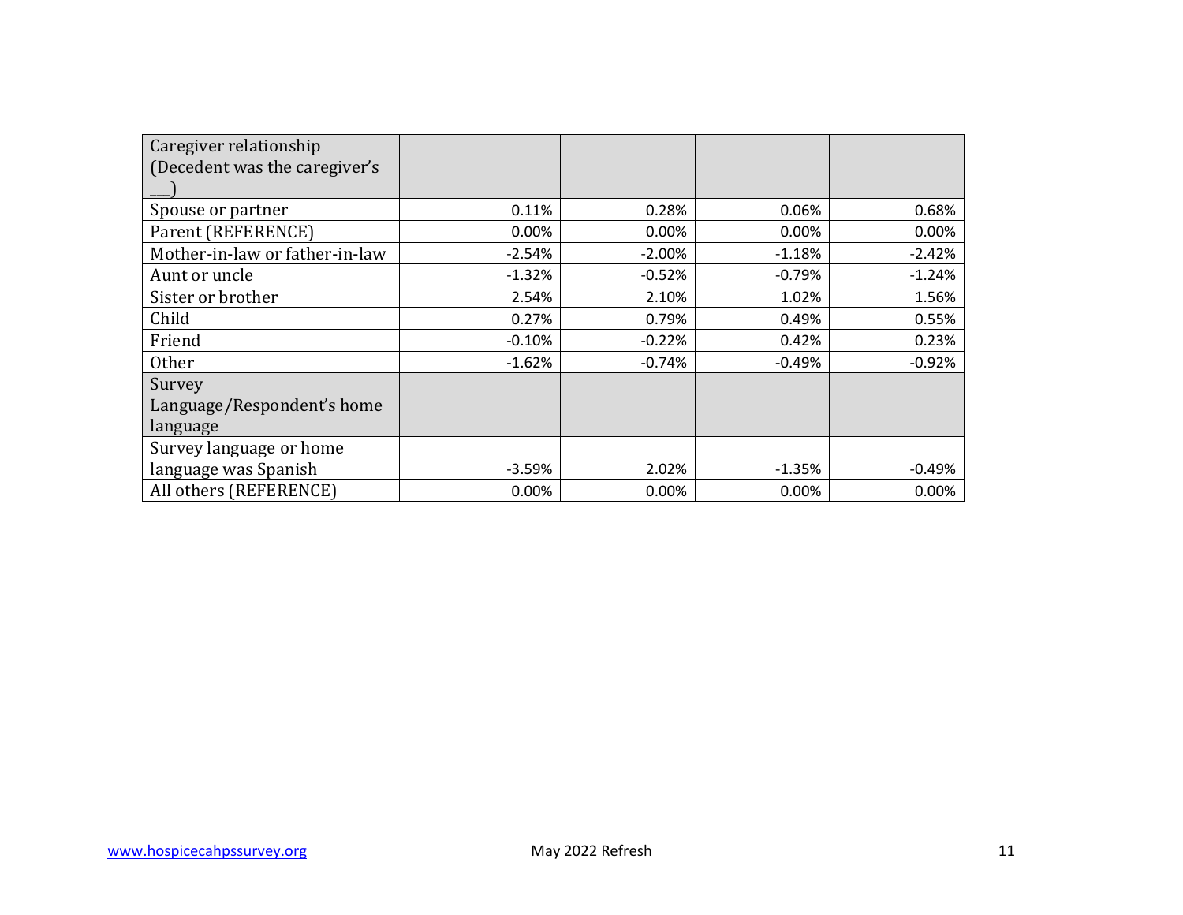| Caregiver relationship (Decedent was the caregiver's ___) | | | | |
|---|---|---|---|---|
| Spouse or partner | 0.11% | 0.28% | 0.06% | 0.68% |
| Parent (REFERENCE) | 0.00% | 0.00% | 0.00% | 0.00% |
| Mother-in-law or father-in-law | -2.54% | -2.00% | -1.18% | -2.42% |
| Aunt or uncle | -1.32% | -0.52% | -0.79% | -1.24% |
| Sister or brother | 2.54% | 2.10% | 1.02% | 1.56% |
| Child | 0.27% | 0.79% | 0.49% | 0.55% |
| Friend | -0.10% | -0.22% | 0.42% | 0.23% |
| Other | -1.62% | -0.74% | -0.49% | -0.92% |
| Survey Language/Respondent's home language | | | | |
| Survey language or home language was Spanish | -3.59% | 2.02% | -1.35% | -0.49% |
| All others (REFERENCE) | 0.00% | 0.00% | 0.00% | 0.00% |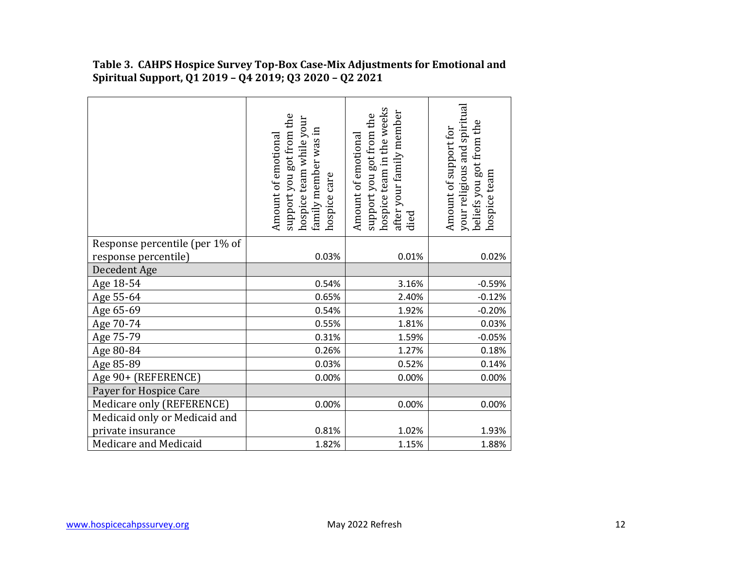**Table 3. CAHPS Hospice Survey Top-Box Case-Mix Adjustments for Emotional and Spiritual Support, Q1 2019 – Q4 2019; Q3 2020 – Q2 2021**

| | Amount of emotional support you got from the hospice team while your family member was in hospice care | Amount of emotional support you got from the hospice team in the weeks after your family member died | Amount of support for your religious and spiritual beliefs you got from the hospice team |
|---|---|---|---|
| Response percentile (per 1% of response percentile) | 0.03% | 0.01% | 0.02% |
| Decedent Age | | | |
| Age 18-54 | 0.54% | 3.16% | -0.59% |
| Age 55-64 | 0.65% | 2.40% | -0.12% |
| Age 65-69 | 0.54% | 1.92% | -0.20% |
| Age 70-74 | 0.55% | 1.81% | 0.03% |
| Age 75-79 | 0.31% | 1.59% | -0.05% |
| Age 80-84 | 0.26% | 1.27% | 0.18% |
| Age 85-89 | 0.03% | 0.52% | 0.14% |
| Age 90+ (REFERENCE) | 0.00% | 0.00% | 0.00% |
| Payer for Hospice Care | | | |
| Medicare only (REFERENCE) | 0.00% | 0.00% | 0.00% |
| Medicaid only or Medicaid and private insurance | 0.81% | 1.02% | 1.93% |
| Medicare and Medicaid | 1.82% | 1.15% | 1.88% |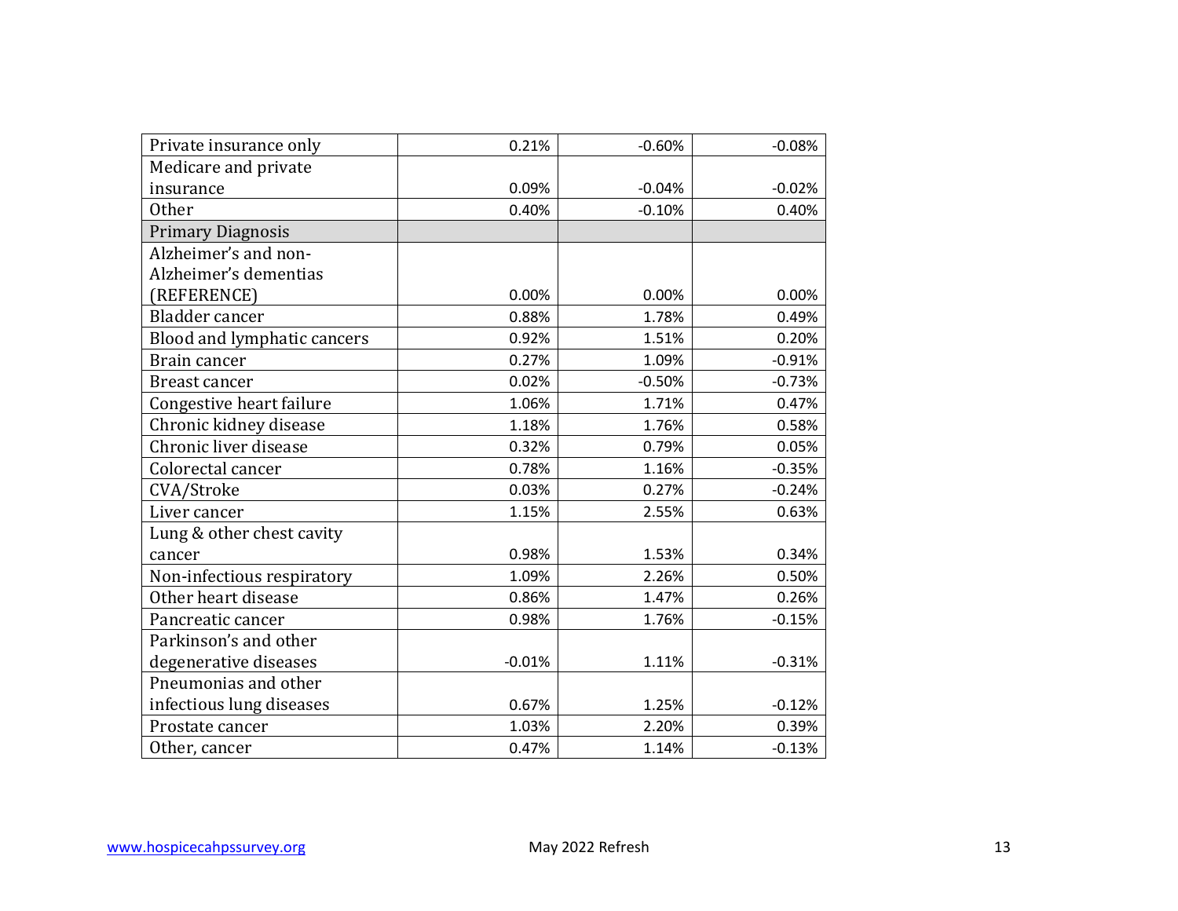| | | | |
|---|---|---|---|
| Private insurance only | 0.21% | -0.60% | -0.08% |
| Medicare and private insurance | 0.09% | -0.04% | -0.02% |
| Other | 0.40% | -0.10% | 0.40% |
| Primary Diagnosis | | | |
| Alzheimer's and non-Alzheimer's dementias (REFERENCE) | 0.00% | 0.00% | 0.00% |
| Bladder cancer | 0.88% | 1.78% | 0.49% |
| Blood and lymphatic cancers | 0.92% | 1.51% | 0.20% |
| Brain cancer | 0.27% | 1.09% | -0.91% |
| Breast cancer | 0.02% | -0.50% | -0.73% |
| Congestive heart failure | 1.06% | 1.71% | 0.47% |
| Chronic kidney disease | 1.18% | 1.76% | 0.58% |
| Chronic liver disease | 0.32% | 0.79% | 0.05% |
| Colorectal cancer | 0.78% | 1.16% | -0.35% |
| CVA/Stroke | 0.03% | 0.27% | -0.24% |
| Liver cancer | 1.15% | 2.55% | 0.63% |
| Lung & other chest cavity cancer | 0.98% | 1.53% | 0.34% |
| Non-infectious respiratory | 1.09% | 2.26% | 0.50% |
| Other heart disease | 0.86% | 1.47% | 0.26% |
| Pancreatic cancer | 0.98% | 1.76% | -0.15% |
| Parkinson's and other degenerative diseases | -0.01% | 1.11% | -0.31% |
| Pneumonias and other infectious lung diseases | 0.67% | 1.25% | -0.12% |
| Prostate cancer | 1.03% | 2.20% | 0.39% |
| Other, cancer | 0.47% | 1.14% | -0.13% |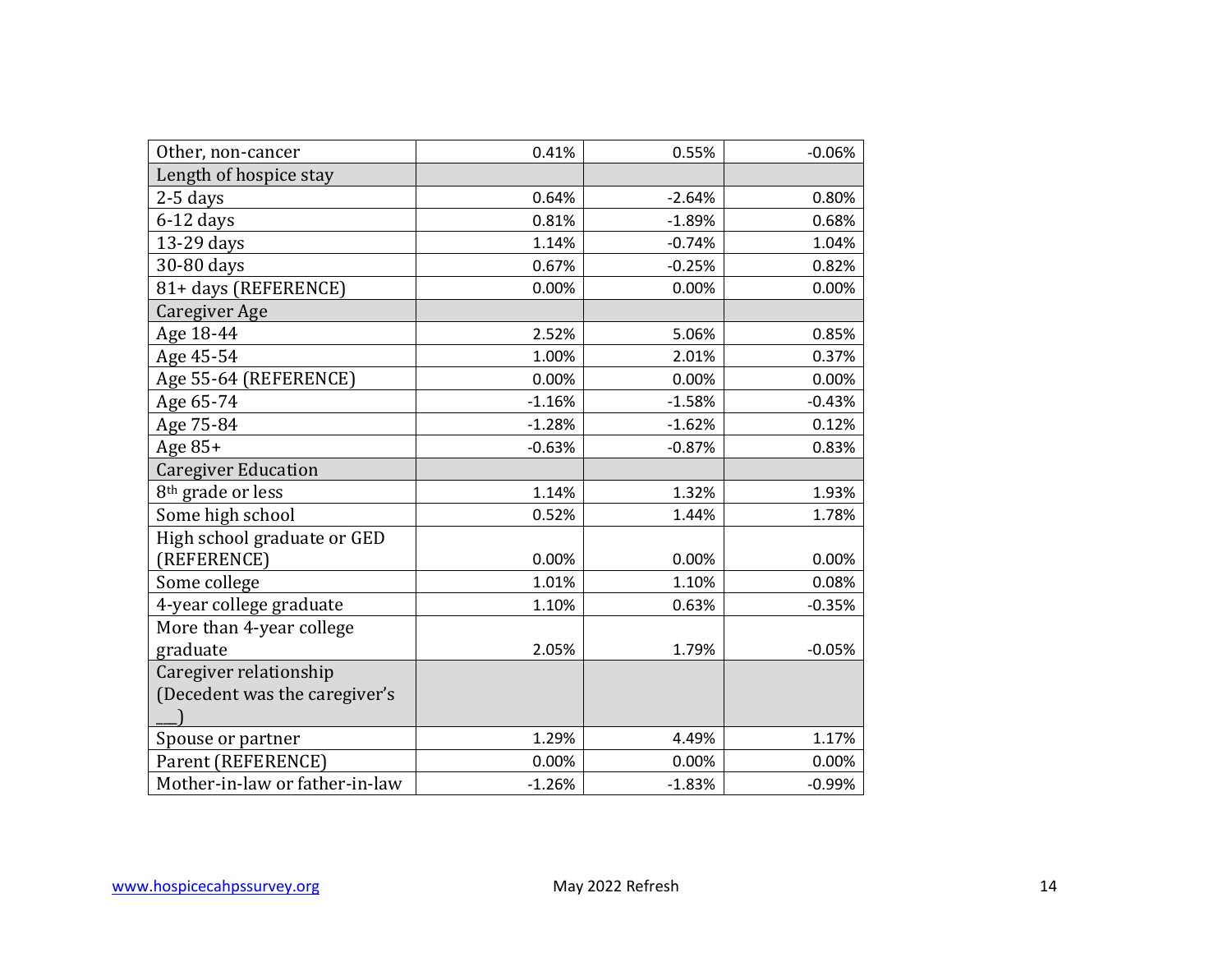| | | | |
|---|---|---|---|
| Other, non-cancer | 0.41% | 0.55% | -0.06% |
| Length of hospice stay | | | |
| 2-5 days | 0.64% | -2.64% | 0.80% |
| 6-12 days | 0.81% | -1.89% | 0.68% |
| 13-29 days | 1.14% | -0.74% | 1.04% |
| 30-80 days | 0.67% | -0.25% | 0.82% |
| 81+ days (REFERENCE) | 0.00% | 0.00% | 0.00% |
| Caregiver Age | | | |
| Age 18-44 | 2.52% | 5.06% | 0.85% |
| Age 45-54 | 1.00% | 2.01% | 0.37% |
| Age 55-64 (REFERENCE) | 0.00% | 0.00% | 0.00% |
| Age 65-74 | -1.16% | -1.58% | -0.43% |
| Age 75-84 | -1.28% | -1.62% | 0.12% |
| Age 85+ | -0.63% | -0.87% | 0.83% |
| Caregiver Education | | | |
| 8th grade or less | 1.14% | 1.32% | 1.93% |
| Some high school | 0.52% | 1.44% | 1.78% |
| High school graduate or GED (REFERENCE) | 0.00% | 0.00% | 0.00% |
| Some college | 1.01% | 1.10% | 0.08% |
| 4-year college graduate | 1.10% | 0.63% | -0.35% |
| More than 4-year college graduate | 2.05% | 1.79% | -0.05% |
| Caregiver relationship (Decedent was the caregiver's ___) | | | |
| Spouse or partner | 1.29% | 4.49% | 1.17% |
| Parent (REFERENCE) | 0.00% | 0.00% | 0.00% |
| Mother-in-law or father-in-law | -1.26% | -1.83% | -0.99% |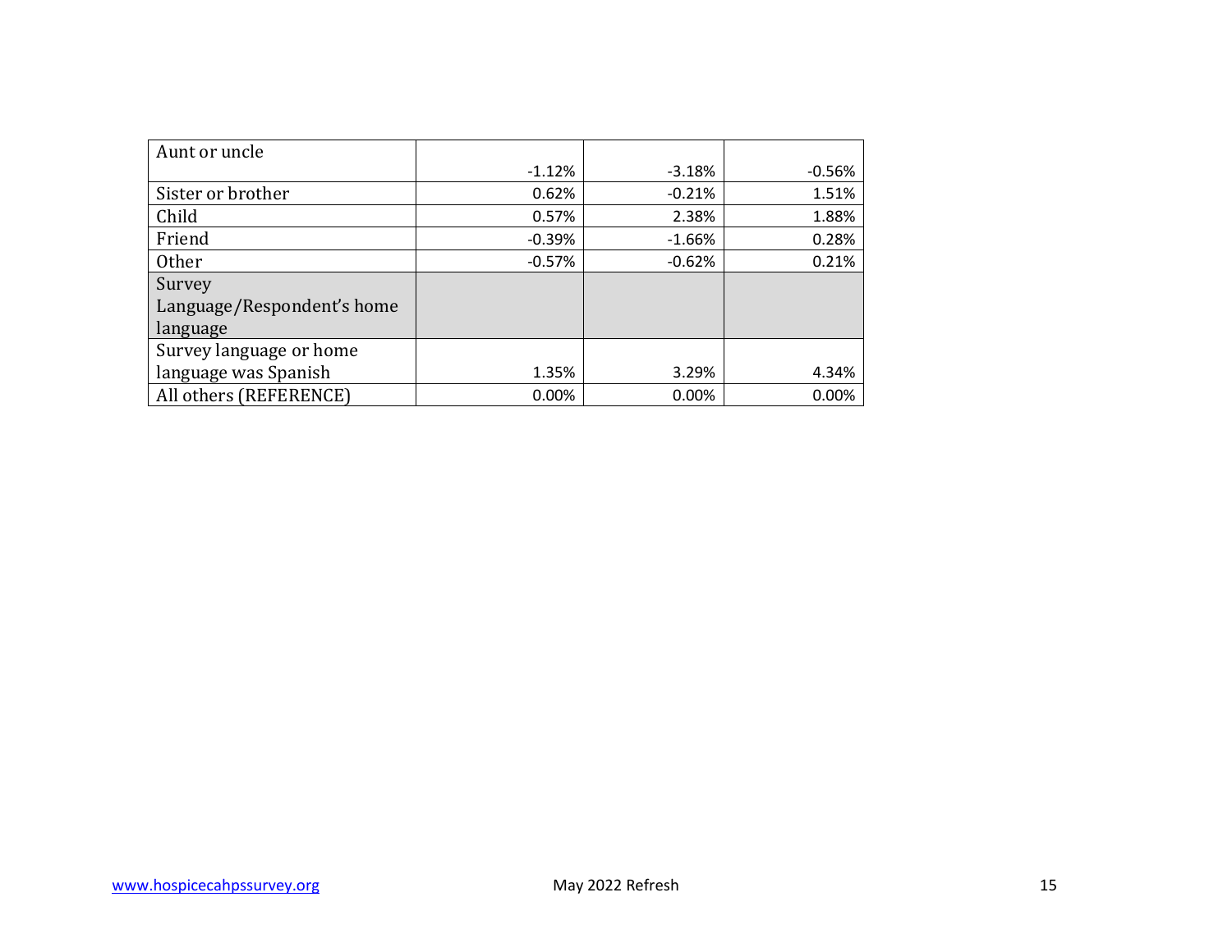| | | | |
|---|---|---|---|
| Aunt or uncle | -1.12% | -3.18% | -0.56% |
| Sister or brother | 0.62% | -0.21% | 1.51% |
| Child | 0.57% | 2.38% | 1.88% |
| Friend | -0.39% | -1.66% | 0.28% |
| Other | -0.57% | -0.62% | 0.21% |
| Survey Language/Respondent's home language | | | |
| Survey language or home language was Spanish | 1.35% | 3.29% | 4.34% |
| All others (REFERENCE) | 0.00% | 0.00% | 0.00% |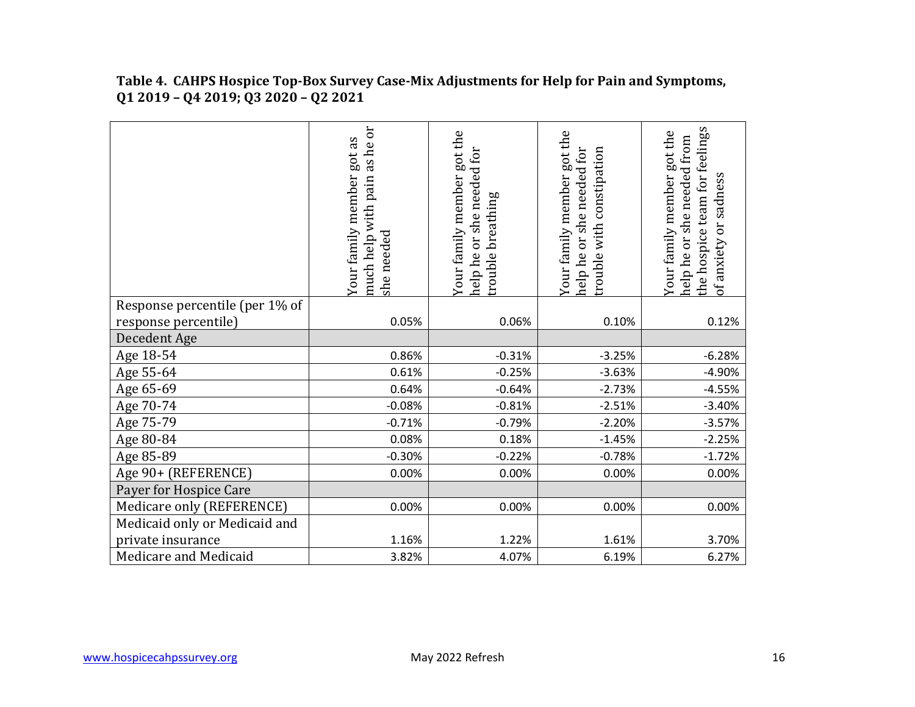**Table 4. CAHPS Hospice Top-Box Survey Case-Mix Adjustments for Help for Pain and Symptoms, Q1 2019 – Q4 2019; Q3 2020 – Q2 2021**

| | Your family member got as much help with pain as he or she needed | Your family member got the help he or she needed for trouble breathing | Your family member got the help he or she needed for trouble with constipation | Your family member got the help he or she needed from the hospice team for feelings of anxiety or sadness |
|---|---|---|---|---|
| Response percentile (per 1% of response percentile) | 0.05% | 0.06% | 0.10% | 0.12% |
| Decedent Age | | | | |
| Age 18-54 | 0.86% | -0.31% | -3.25% | -6.28% |
| Age 55-64 | 0.61% | -0.25% | -3.63% | -4.90% |
| Age 65-69 | 0.64% | -0.64% | -2.73% | -4.55% |
| Age 70-74 | -0.08% | -0.81% | -2.51% | -3.40% |
| Age 75-79 | -0.71% | -0.79% | -2.20% | -3.57% |
| Age 80-84 | 0.08% | 0.18% | -1.45% | -2.25% |
| Age 85-89 | -0.30% | -0.22% | -0.78% | -1.72% |
| Age 90+ (REFERENCE) | 0.00% | 0.00% | 0.00% | 0.00% |
| Payer for Hospice Care | | | | |
| Medicare only (REFERENCE) | 0.00% | 0.00% | 0.00% | 0.00% |
| Medicaid only or Medicaid and private insurance | 1.16% | 1.22% | 1.61% | 3.70% |
| Medicare and Medicaid | 3.82% | 4.07% | 6.19% | 6.27% |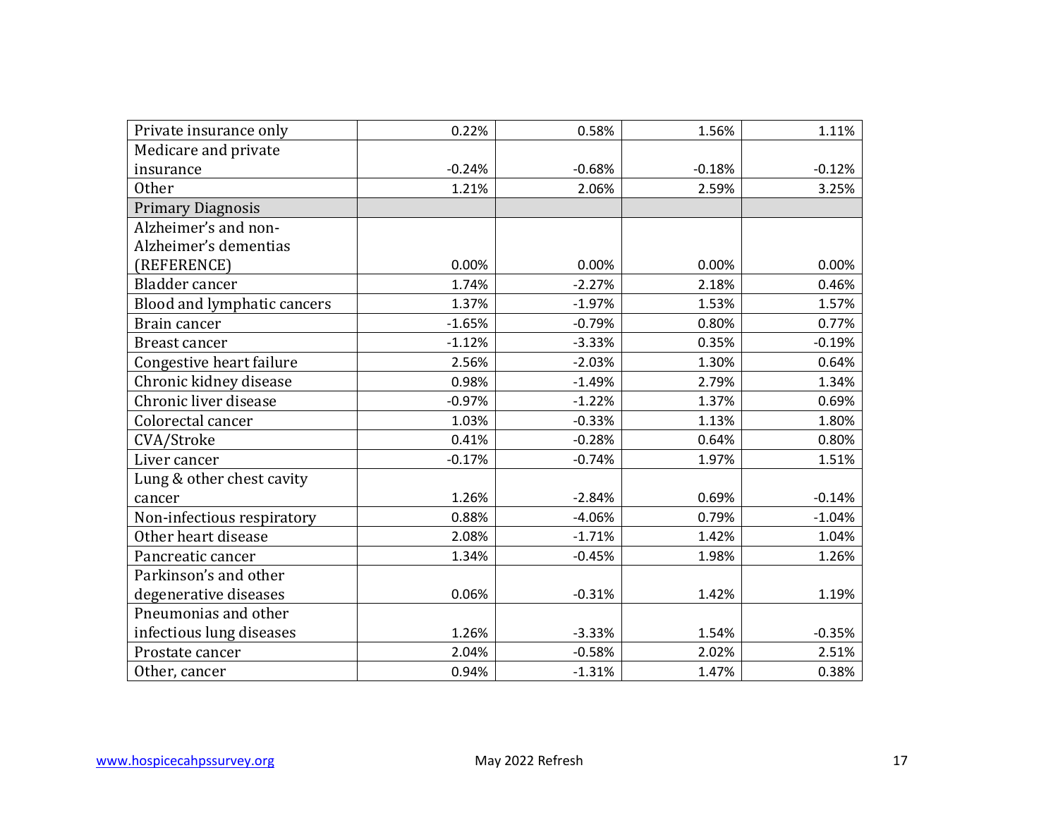| | | | | |
|---|---|---|---|---|
| Private insurance only | 0.22% | 0.58% | 1.56% | 1.11% |
| Medicare and private insurance | -0.24% | -0.68% | -0.18% | -0.12% |
| Other | 1.21% | 2.06% | 2.59% | 3.25% |
| Primary Diagnosis | | | | |
| Alzheimer's and non-Alzheimer's dementias (REFERENCE) | 0.00% | 0.00% | 0.00% | 0.00% |
| Bladder cancer | 1.74% | -2.27% | 2.18% | 0.46% |
| Blood and lymphatic cancers | 1.37% | -1.97% | 1.53% | 1.57% |
| Brain cancer | -1.65% | -0.79% | 0.80% | 0.77% |
| Breast cancer | -1.12% | -3.33% | 0.35% | -0.19% |
| Congestive heart failure | 2.56% | -2.03% | 1.30% | 0.64% |
| Chronic kidney disease | 0.98% | -1.49% | 2.79% | 1.34% |
| Chronic liver disease | -0.97% | -1.22% | 1.37% | 0.69% |
| Colorectal cancer | 1.03% | -0.33% | 1.13% | 1.80% |
| CVA/Stroke | 0.41% | -0.28% | 0.64% | 0.80% |
| Liver cancer | -0.17% | -0.74% | 1.97% | 1.51% |
| Lung & other chest cavity cancer | 1.26% | -2.84% | 0.69% | -0.14% |
| Non-infectious respiratory | 0.88% | -4.06% | 0.79% | -1.04% |
| Other heart disease | 2.08% | -1.71% | 1.42% | 1.04% |
| Pancreatic cancer | 1.34% | -0.45% | 1.98% | 1.26% |
| Parkinson's and other degenerative diseases | 0.06% | -0.31% | 1.42% | 1.19% |
| Pneumonias and other infectious lung diseases | 1.26% | -3.33% | 1.54% | -0.35% |
| Prostate cancer | 2.04% | -0.58% | 2.02% | 2.51% |
| Other, cancer | 0.94% | -1.31% | 1.47% | 0.38% |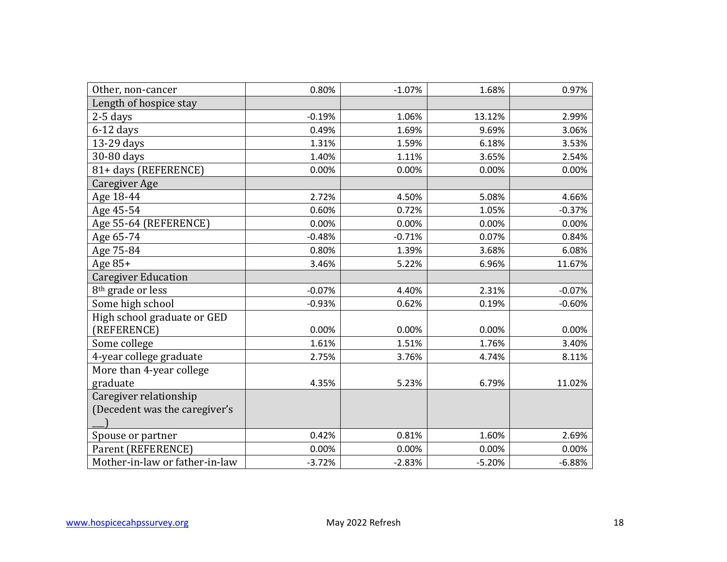| Other, non-cancer | 0.80% | -1.07% | 1.68% | 0.97% |
|---|---|---|---|---|
| Length of hospice stay | | | | |
| 2-5 days | -0.19% | 1.06% | 13.12% | 2.99% |
| 6-12 days | 0.49% | 1.69% | 9.69% | 3.06% |
| 13-29 days | 1.31% | 1.59% | 6.18% | 3.53% |
| 30-80 days | 1.40% | 1.11% | 3.65% | 2.54% |
| 81+ days (REFERENCE) | 0.00% | 0.00% | 0.00% | 0.00% |
| Caregiver Age | | | | |
| Age 18-44 | 2.72% | 4.50% | 5.08% | 4.66% |
| Age 45-54 | 0.60% | 0.72% | 1.05% | -0.37% |
| Age 55-64 (REFERENCE) | 0.00% | 0.00% | 0.00% | 0.00% |
| Age 65-74 | -0.48% | -0.71% | 0.07% | 0.84% |
| Age 75-84 | 0.80% | 1.39% | 3.68% | 6.08% |
| Age 85+ | 3.46% | 5.22% | 6.96% | 11.67% |
| Caregiver Education | | | | |
| 8th grade or less | -0.07% | 4.40% | 2.31% | -0.07% |
| Some high school | -0.93% | 0.62% | 0.19% | -0.60% |
| High school graduate or GED (REFERENCE) | 0.00% | 0.00% | 0.00% | 0.00% |
| Some college | 1.61% | 1.51% | 1.76% | 3.40% |
| 4-year college graduate | 2.75% | 3.76% | 4.74% | 8.11% |
| More than 4-year college graduate | 4.35% | 5.23% | 6.79% | 11.02% |
| Caregiver relationship (Decedent was the caregiver's ___) | | | | |
| Spouse or partner | 0.42% | 0.81% | 1.60% | 2.69% |
| Parent (REFERENCE) | 0.00% | 0.00% | 0.00% | 0.00% |
| Mother-in-law or father-in-law | -3.72% | -2.83% | -5.20% | -6.88% |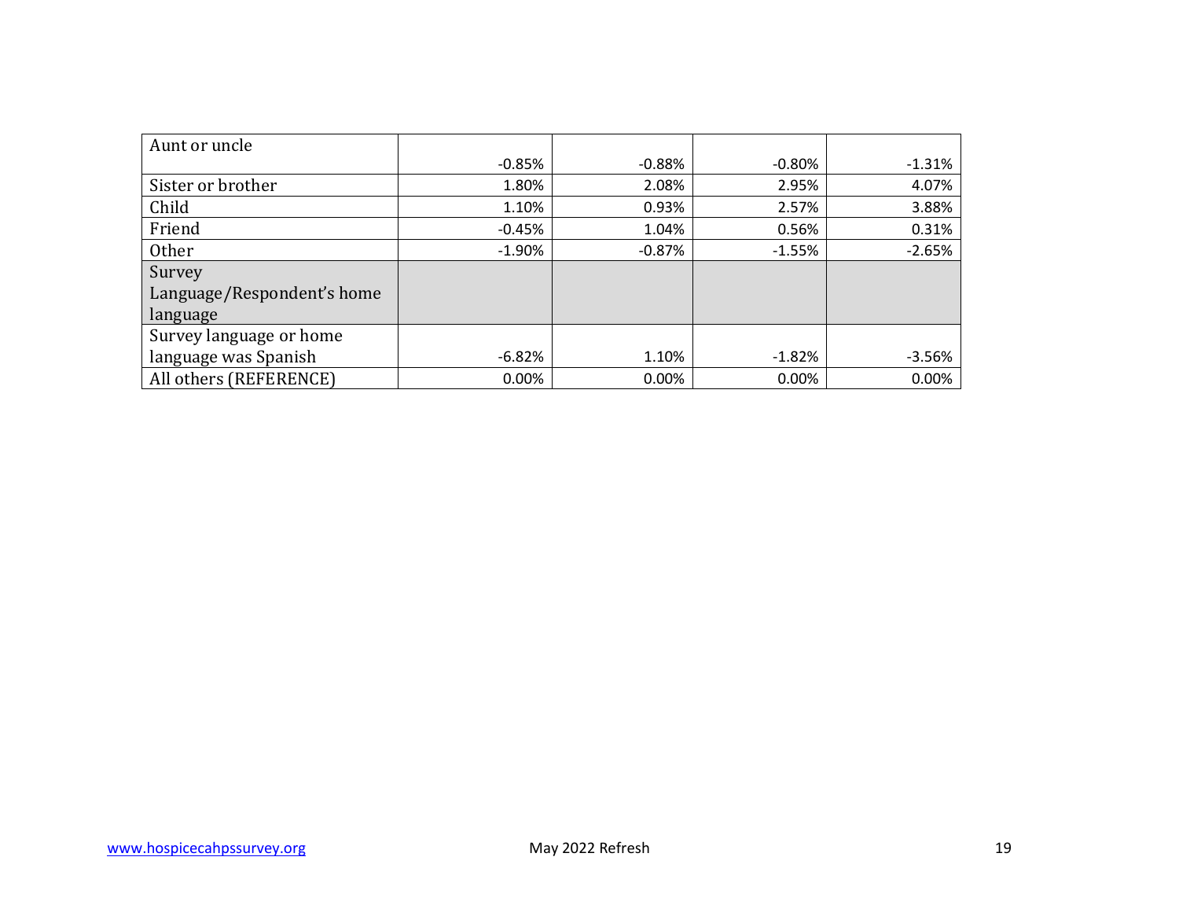| | | | | |
|---|---|---|---|---|
| Aunt or uncle | -0.85% | -0.88% | -0.80% | -1.31% |
| Sister or brother | 1.80% | 2.08% | 2.95% | 4.07% |
| Child | 1.10% | 0.93% | 2.57% | 3.88% |
| Friend | -0.45% | 1.04% | 0.56% | 0.31% |
| Other | -1.90% | -0.87% | -1.55% | -2.65% |
| Survey Language/Respondent's home language | | | | |
| Survey language or home language was Spanish | -6.82% | 1.10% | -1.82% | -3.56% |
| All others (REFERENCE) | 0.00% | 0.00% | 0.00% | 0.00% |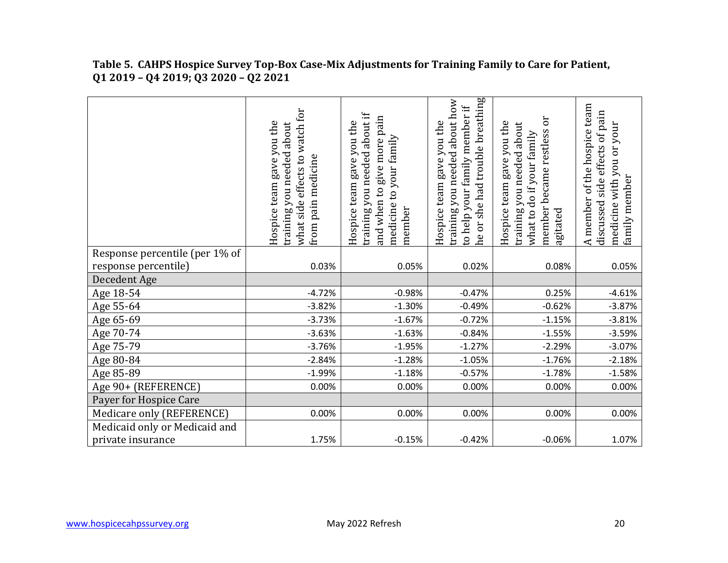**Table 5. CAHPS Hospice Survey Top-Box Case-Mix Adjustments for Training Family to Care for Patient, Q1 2019 – Q4 2019; Q3 2020 – Q2 2021**

| | Hospice team gave you the training you needed about what side effects to watch for from pain medicine | Hospice team gave you the training you needed about if and when to give more pain medicine to your family member | Hospice team gave you the training you needed about how to help your family member if he or she had trouble breathing | Hospice team gave you the training you needed about what to do if your family member became restless or agitated | A member of the hospice team discussed side effects of pain medicine with you or your family member |
|---|---|---|---|---|---|
| Response percentile (per 1% of response percentile) | 0.03% | 0.05% | 0.02% | 0.08% | 0.05% |
| Decedent Age | | | | | |
| Age 18-54 | -4.72% | -0.98% | -0.47% | 0.25% | -4.61% |
| Age 55-64 | -3.82% | -1.30% | -0.49% | -0.62% | -3.87% |
| Age 65-69 | -3.73% | -1.67% | -0.72% | -1.15% | -3.81% |
| Age 70-74 | -3.63% | -1.63% | -0.84% | -1.55% | -3.59% |
| Age 75-79 | -3.76% | -1.95% | -1.27% | -2.29% | -3.07% |
| Age 80-84 | -2.84% | -1.28% | -1.05% | -1.76% | -2.18% |
| Age 85-89 | -1.99% | -1.18% | -0.57% | -1.78% | -1.58% |
| Age 90+ (REFERENCE) | 0.00% | 0.00% | 0.00% | 0.00% | 0.00% |
| Payer for Hospice Care | | | | | |
| Medicare only (REFERENCE) | 0.00% | 0.00% | 0.00% | 0.00% | 0.00% |
| Medicaid only or Medicaid and private insurance | 1.75% | -0.15% | -0.42% | -0.06% | 1.07% |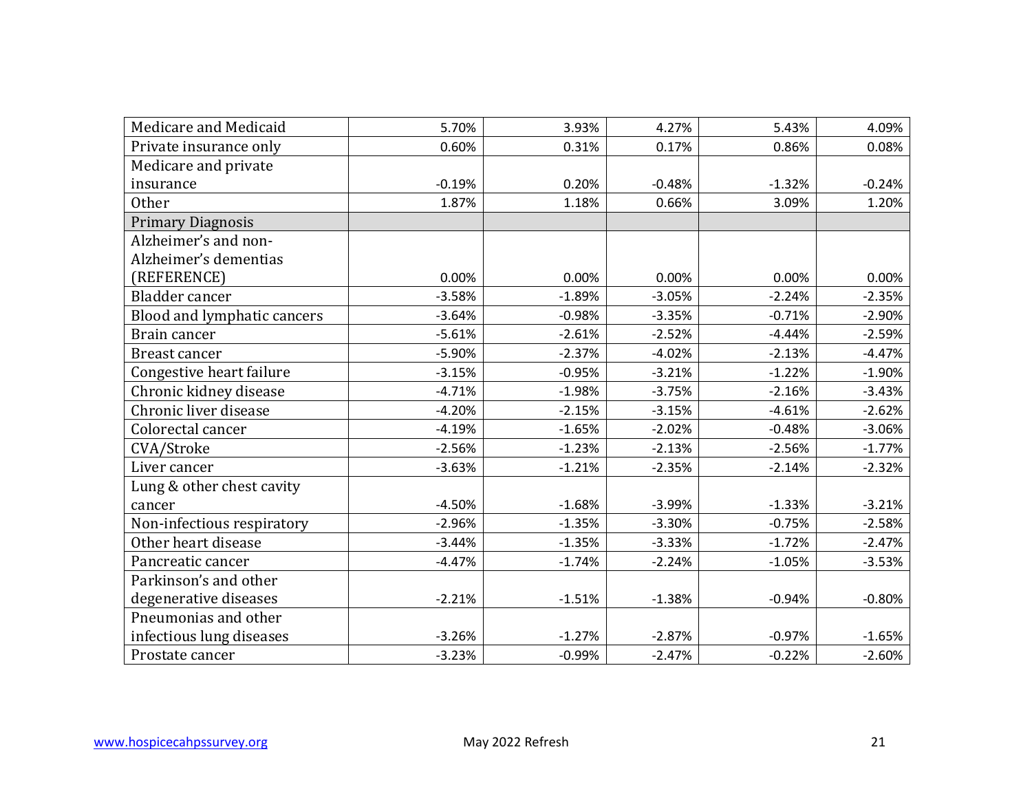| | | | | | |
|---|---|---|---|---|---|
| Medicare and Medicaid | 5.70% | 3.93% | 4.27% | 5.43% | 4.09% |
| Private insurance only | 0.60% | 0.31% | 0.17% | 0.86% | 0.08% |
| Medicare and private insurance | -0.19% | 0.20% | -0.48% | -1.32% | -0.24% |
| Other | 1.87% | 1.18% | 0.66% | 3.09% | 1.20% |
| Primary Diagnosis | | | | | |
| Alzheimer's and non-Alzheimer's dementias (REFERENCE) | 0.00% | 0.00% | 0.00% | 0.00% | 0.00% |
| Bladder cancer | -3.58% | -1.89% | -3.05% | -2.24% | -2.35% |
| Blood and lymphatic cancers | -3.64% | -0.98% | -3.35% | -0.71% | -2.90% |
| Brain cancer | -5.61% | -2.61% | -2.52% | -4.44% | -2.59% |
| Breast cancer | -5.90% | -2.37% | -4.02% | -2.13% | -4.47% |
| Congestive heart failure | -3.15% | -0.95% | -3.21% | -1.22% | -1.90% |
| Chronic kidney disease | -4.71% | -1.98% | -3.75% | -2.16% | -3.43% |
| Chronic liver disease | -4.20% | -2.15% | -3.15% | -4.61% | -2.62% |
| Colorectal cancer | -4.19% | -1.65% | -2.02% | -0.48% | -3.06% |
| CVA/Stroke | -2.56% | -1.23% | -2.13% | -2.56% | -1.77% |
| Liver cancer | -3.63% | -1.21% | -2.35% | -2.14% | -2.32% |
| Lung & other chest cavity cancer | -4.50% | -1.68% | -3.99% | -1.33% | -3.21% |
| Non-infectious respiratory | -2.96% | -1.35% | -3.30% | -0.75% | -2.58% |
| Other heart disease | -3.44% | -1.35% | -3.33% | -1.72% | -2.47% |
| Pancreatic cancer | -4.47% | -1.74% | -2.24% | -1.05% | -3.53% |
| Parkinson's and other degenerative diseases | -2.21% | -1.51% | -1.38% | -0.94% | -0.80% |
| Pneumonias and other infectious lung diseases | -3.26% | -1.27% | -2.87% | -0.97% | -1.65% |
| Prostate cancer | -3.23% | -0.99% | -2.47% | -0.22% | -2.60% |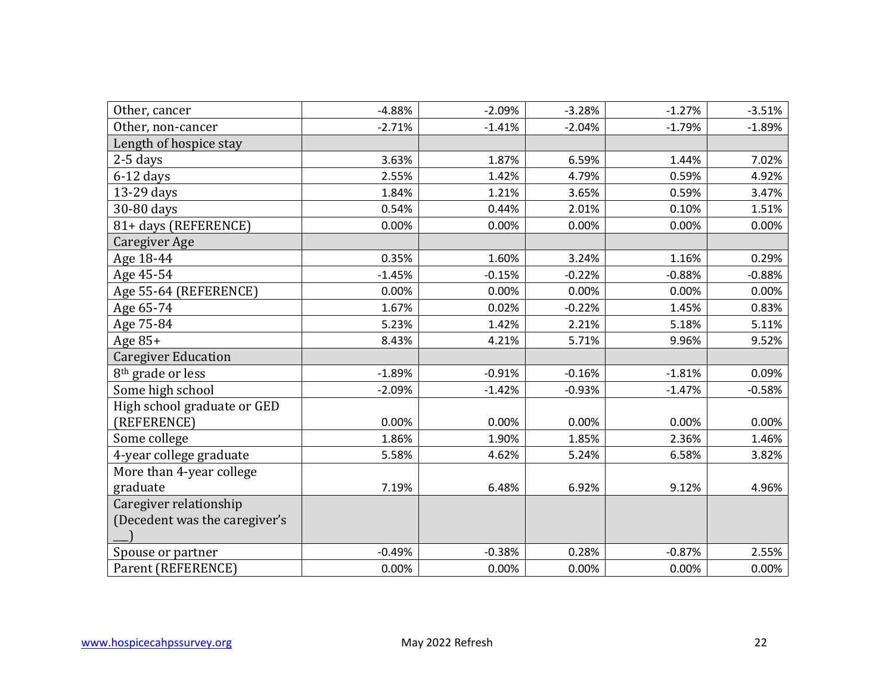| | | | | | |
|---|---|---|---|---|---|
| Other, cancer | -4.88% | -2.09% | -3.28% | -1.27% | -3.51% |
| Other, non-cancer | -2.71% | -1.41% | -2.04% | -1.79% | -1.89% |
| Length of hospice stay | | | | | |
| 2-5 days | 3.63% | 1.87% | 6.59% | 1.44% | 7.02% |
| 6-12 days | 2.55% | 1.42% | 4.79% | 0.59% | 4.92% |
| 13-29 days | 1.84% | 1.21% | 3.65% | 0.59% | 3.47% |
| 30-80 days | 0.54% | 0.44% | 2.01% | 0.10% | 1.51% |
| 81+ days (REFERENCE) | 0.00% | 0.00% | 0.00% | 0.00% | 0.00% |
| Caregiver Age | | | | | |
| Age 18-44 | 0.35% | 1.60% | 3.24% | 1.16% | 0.29% |
| Age 45-54 | -1.45% | -0.15% | -0.22% | -0.88% | -0.88% |
| Age 55-64 (REFERENCE) | 0.00% | 0.00% | 0.00% | 0.00% | 0.00% |
| Age 65-74 | 1.67% | 0.02% | -0.22% | 1.45% | 0.83% |
| Age 75-84 | 5.23% | 1.42% | 2.21% | 5.18% | 5.11% |
| Age 85+ | 8.43% | 4.21% | 5.71% | 9.96% | 9.52% |
| Caregiver Education | | | | | |
| 8th grade or less | -1.89% | -0.91% | -0.16% | -1.81% | 0.09% |
| Some high school | -2.09% | -1.42% | -0.93% | -1.47% | -0.58% |
| High school graduate or GED (REFERENCE) | 0.00% | 0.00% | 0.00% | 0.00% | 0.00% |
| Some college | 1.86% | 1.90% | 1.85% | 2.36% | 1.46% |
| 4-year college graduate | 5.58% | 4.62% | 5.24% | 6.58% | 3.82% |
| More than 4-year college graduate | 7.19% | 6.48% | 6.92% | 9.12% | 4.96% |
| Caregiver relationship (Decedent was the caregiver's ___) | | | | | |
| Spouse or partner | -0.49% | -0.38% | 0.28% | -0.87% | 2.55% |
| Parent (REFERENCE) | 0.00% | 0.00% | 0.00% | 0.00% | 0.00% |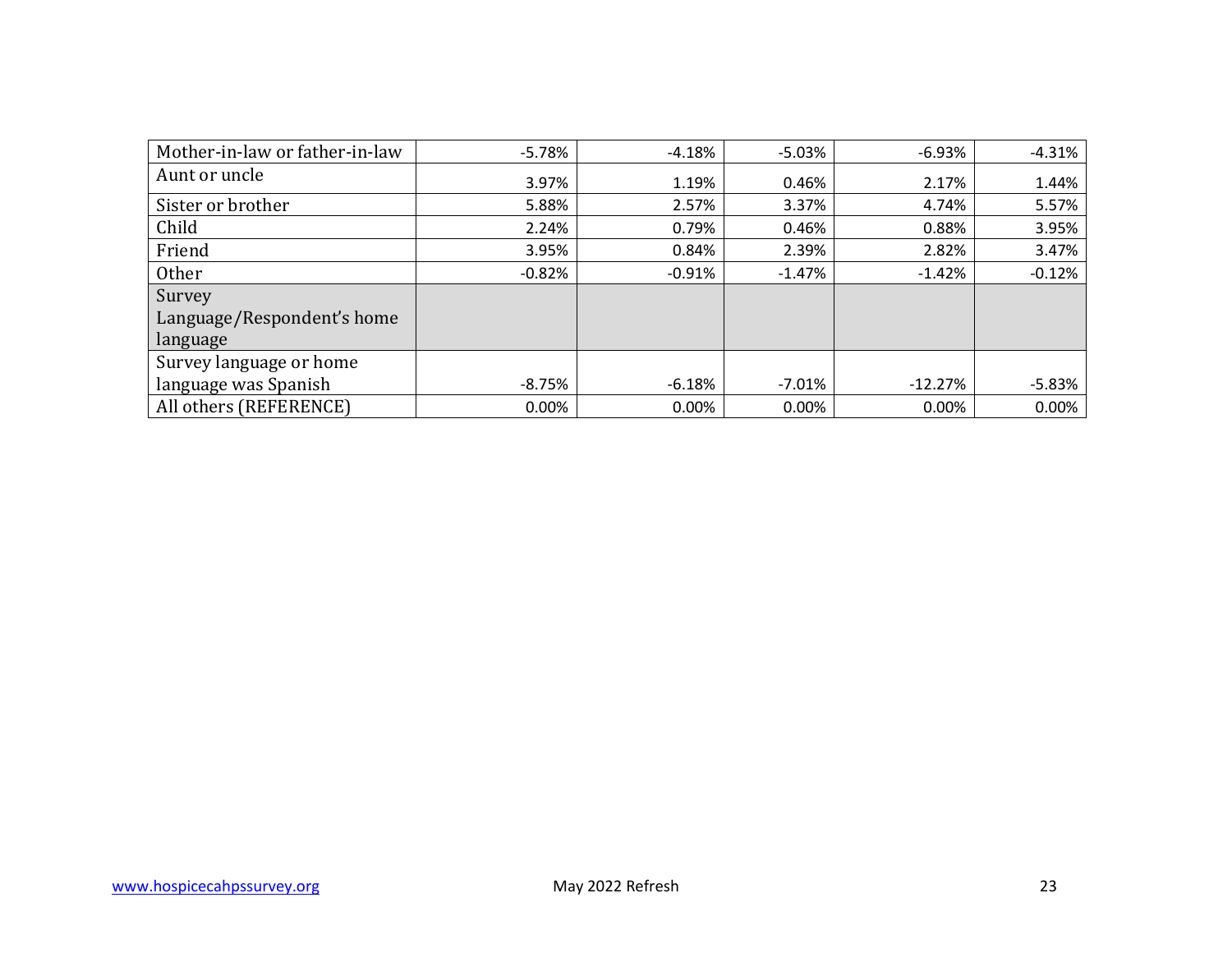| | | | | | |
|---|---|---|---|---|---|
| Mother-in-law or father-in-law | -5.78% | -4.18% | -5.03% | -6.93% | -4.31% |
| Aunt or uncle | 3.97% | 1.19% | 0.46% | 2.17% | 1.44% |
| Sister or brother | 5.88% | 2.57% | 3.37% | 4.74% | 5.57% |
| Child | 2.24% | 0.79% | 0.46% | 0.88% | 3.95% |
| Friend | 3.95% | 0.84% | 2.39% | 2.82% | 3.47% |
| Other | -0.82% | -0.91% | -1.47% | -1.42% | -0.12% |
| Survey Language/Respondent's home language | | | | | |
| Survey language or home language was Spanish | -8.75% | -6.18% | -7.01% | -12.27% | -5.83% |
| All others (REFERENCE) | 0.00% | 0.00% | 0.00% | 0.00% | 0.00% |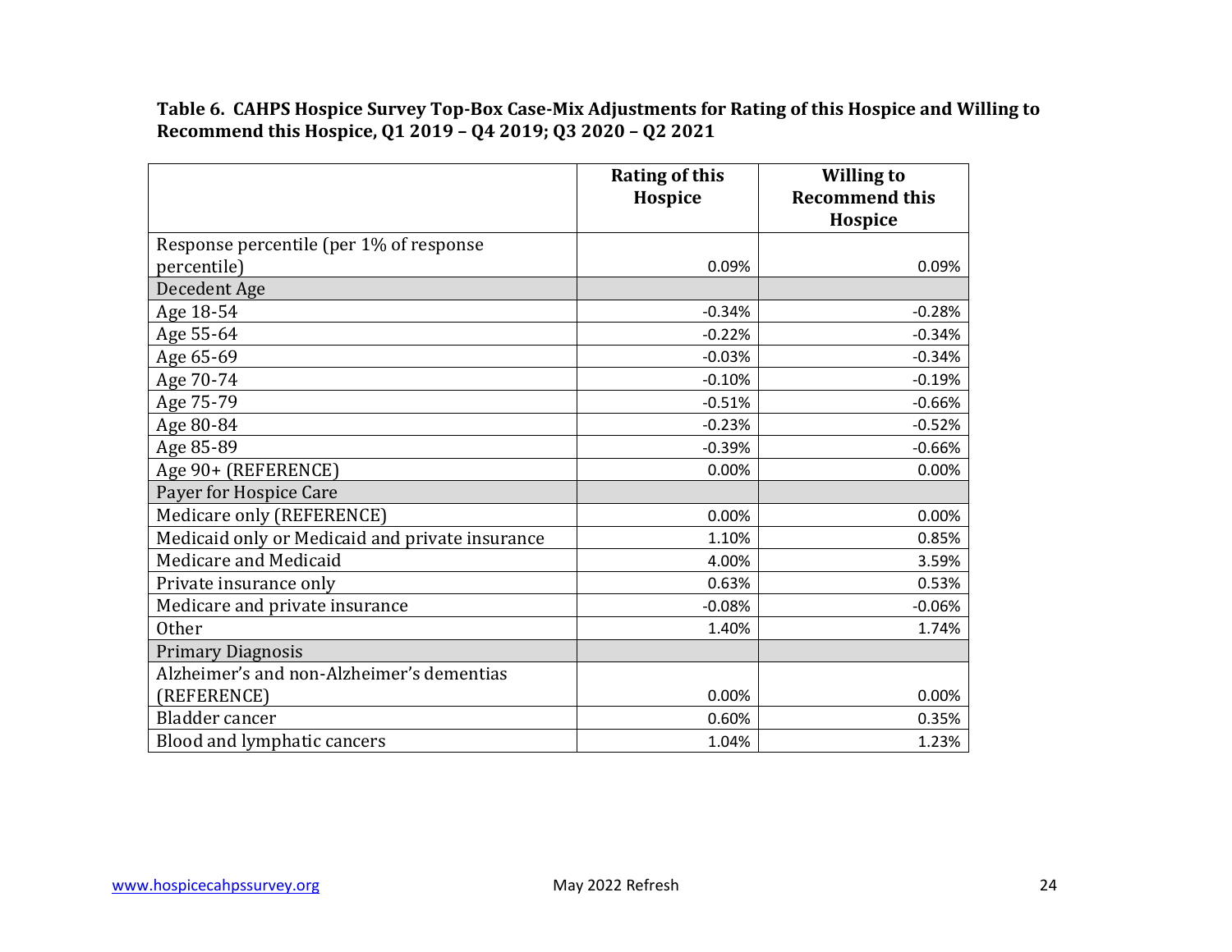**Table 6. CAHPS Hospice Survey Top-Box Case-Mix Adjustments for Rating of this Hospice and Willing to Recommend this Hospice, Q1 2019 – Q4 2019; Q3 2020 – Q2 2021**

| | Rating of this Hospice | Willing to Recommend this Hospice |
|---|---|---|
| Response percentile (per 1% of response percentile) | 0.09% | 0.09% |
| Decedent Age | | |
| Age 18-54 | -0.34% | -0.28% |
| Age 55-64 | -0.22% | -0.34% |
| Age 65-69 | -0.03% | -0.34% |
| Age 70-74 | -0.10% | -0.19% |
| Age 75-79 | -0.51% | -0.66% |
| Age 80-84 | -0.23% | -0.52% |
| Age 85-89 | -0.39% | -0.66% |
| Age 90+ (REFERENCE) | 0.00% | 0.00% |
| Payer for Hospice Care | | |
| Medicare only (REFERENCE) | 0.00% | 0.00% |
| Medicaid only or Medicaid and private insurance | 1.10% | 0.85% |
| Medicare and Medicaid | 4.00% | 3.59% |
| Private insurance only | 0.63% | 0.53% |
| Medicare and private insurance | -0.08% | -0.06% |
| Other | 1.40% | 1.74% |
| Primary Diagnosis | | |
| Alzheimer's and non-Alzheimer's dementias (REFERENCE) | 0.00% | 0.00% |
| Bladder cancer | 0.60% | 0.35% |
| Blood and lymphatic cancers | 1.04% | 1.23% |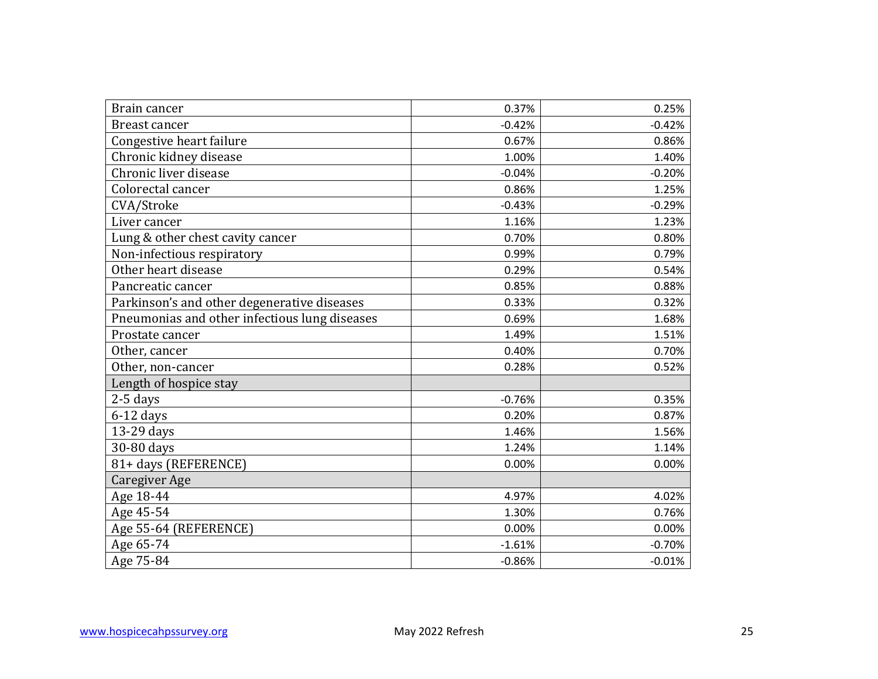| | | |
|---|---|---|
| Brain cancer | 0.37% | 0.25% |
| Breast cancer | -0.42% | -0.42% |
| Congestive heart failure | 0.67% | 0.86% |
| Chronic kidney disease | 1.00% | 1.40% |
| Chronic liver disease | -0.04% | -0.20% |
| Colorectal cancer | 0.86% | 1.25% |
| CVA/Stroke | -0.43% | -0.29% |
| Liver cancer | 1.16% | 1.23% |
| Lung & other chest cavity cancer | 0.70% | 0.80% |
| Non-infectious respiratory | 0.99% | 0.79% |
| Other heart disease | 0.29% | 0.54% |
| Pancreatic cancer | 0.85% | 0.88% |
| Parkinson’s and other degenerative diseases | 0.33% | 0.32% |
| Pneumonias and other infectious lung diseases | 0.69% | 1.68% |
| Prostate cancer | 1.49% | 1.51% |
| Other, cancer | 0.40% | 0.70% |
| Other, non-cancer | 0.28% | 0.52% |
| Length of hospice stay | | |
| 2-5 days | -0.76% | 0.35% |
| 6-12 days | 0.20% | 0.87% |
| 13-29 days | 1.46% | 1.56% |
| 30-80 days | 1.24% | 1.14% |
| 81+ days (REFERENCE) | 0.00% | 0.00% |
| Caregiver Age | | |
| Age 18-44 | 4.97% | 4.02% |
| Age 45-54 | 1.30% | 0.76% |
| Age 55-64 (REFERENCE) | 0.00% | 0.00% |
| Age 65-74 | -1.61% | -0.70% |
| Age 75-84 | -0.86% | -0.01% |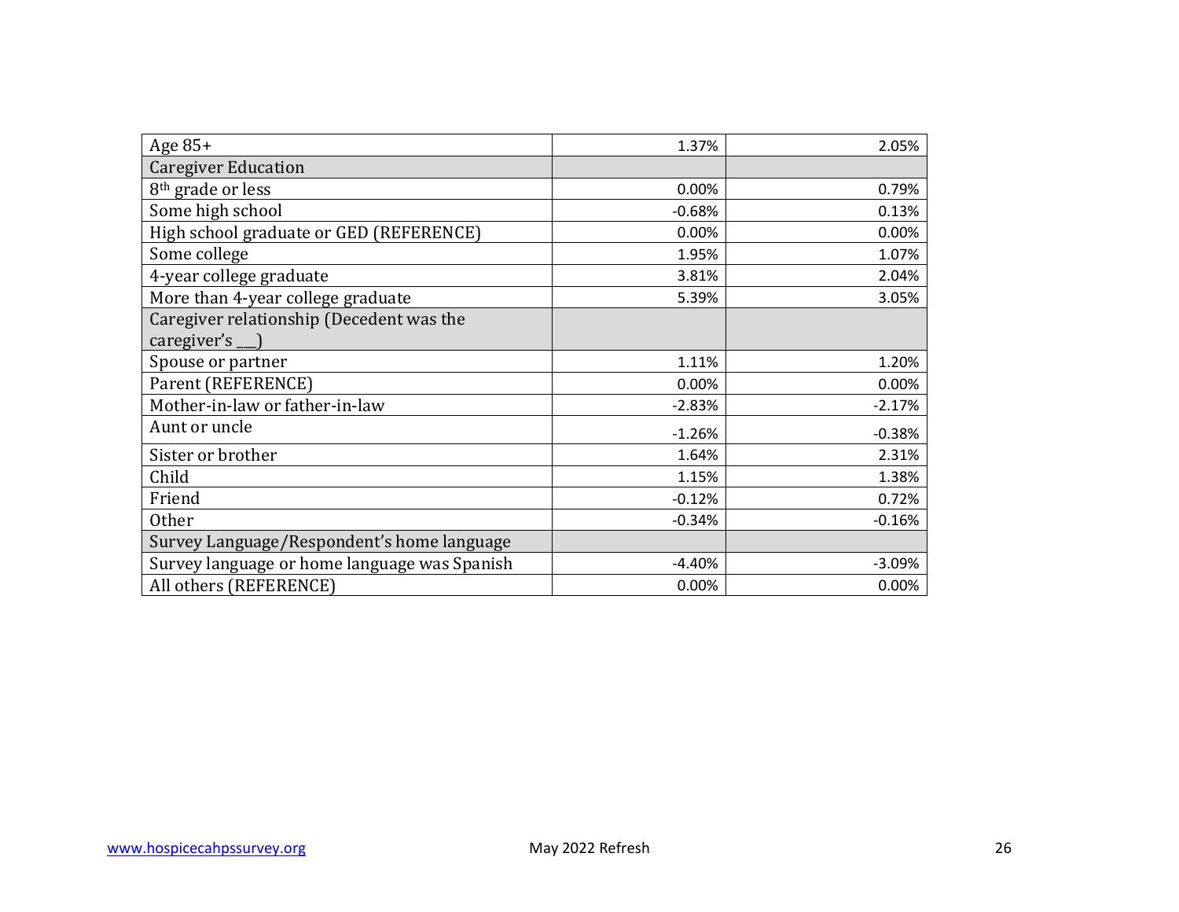| | | |
|---|---|---|
| Age 85+ | 1.37% | 2.05% |
| Caregiver Education | | |
| 8th grade or less | 0.00% | 0.79% |
| Some high school | -0.68% | 0.13% |
| High school graduate or GED (REFERENCE) | 0.00% | 0.00% |
| Some college | 1.95% | 1.07% |
| 4-year college graduate | 3.81% | 2.04% |
| More than 4-year college graduate | 5.39% | 3.05% |
| Caregiver relationship (Decedent was the caregiver's ___) | | |
| Spouse or partner | 1.11% | 1.20% |
| Parent (REFERENCE) | 0.00% | 0.00% |
| Mother-in-law or father-in-law | -2.83% | -2.17% |
| Aunt or uncle | -1.26% | -0.38% |
| Sister or brother | 1.64% | 2.31% |
| Child | 1.15% | 1.38% |
| Friend | -0.12% | 0.72% |
| Other | -0.34% | -0.16% |
| Survey Language/Respondent's home language | | |
| Survey language or home language was Spanish | -4.40% | -3.09% |
| All others (REFERENCE) | 0.00% | 0.00% |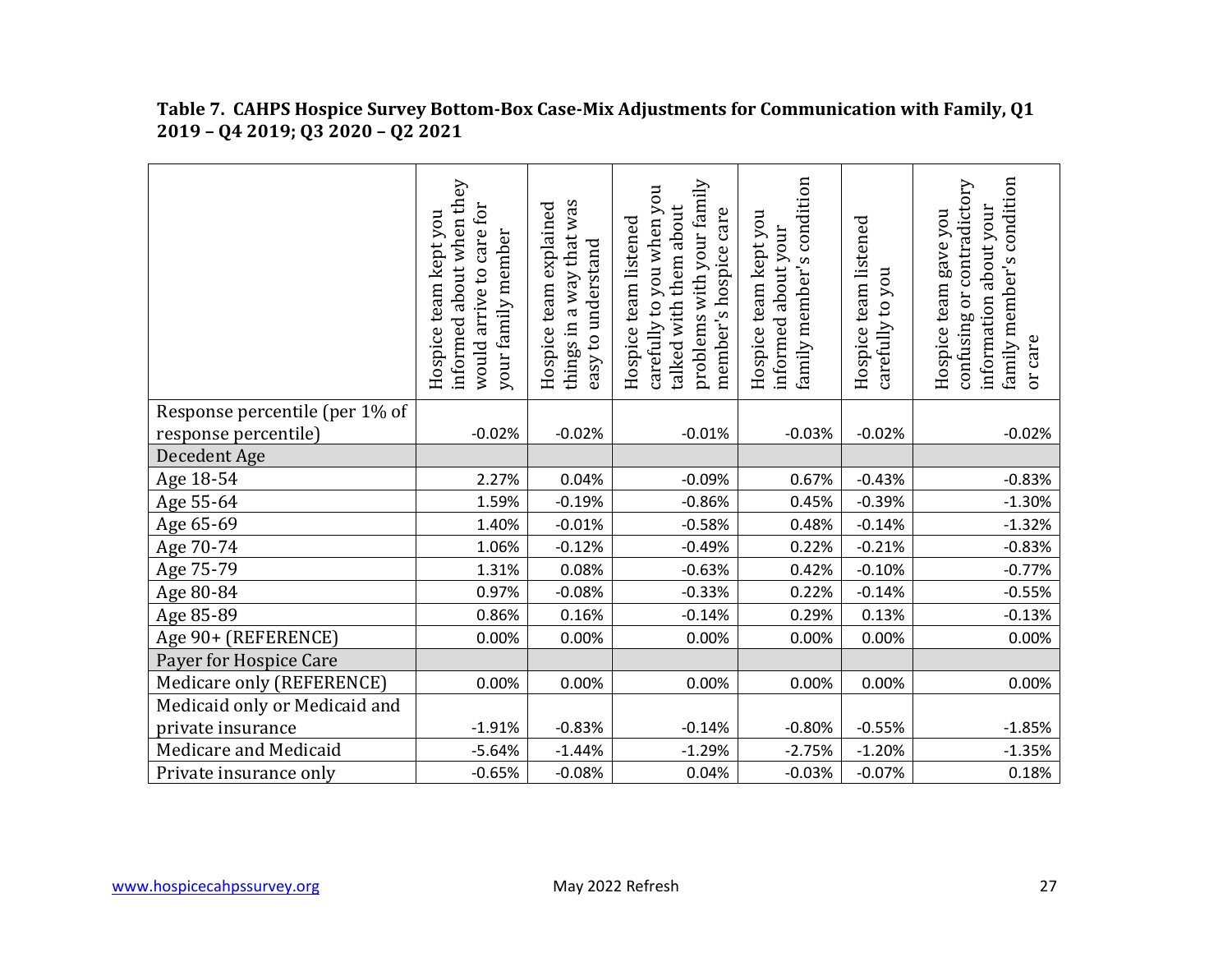**Table 7. CAHPS Hospice Survey Bottom-Box Case-Mix Adjustments for Communication with Family, Q1 2019 – Q4 2019; Q3 2020 – Q2 2021**

| | Hospice team kept you informed about when they would arrive to care for your family member | Hospice team explained things in a way that was easy to understand | Hospice team listened carefully to you when you talked with them about problems with your family member's hospice care | Hospice team kept you informed about your family member's condition | Hospice team listened carefully to you | Hospice team gave you confusing or contradictory information about your family member's condition or care |
|---|---|---|---|---|---|---|
| Response percentile (per 1% of response percentile) | -0.02% | -0.02% | -0.01% | -0.03% | -0.02% | -0.02% |
| Decedent Age | | | | | | |
| Age 18-54 | 2.27% | 0.04% | -0.09% | 0.67% | -0.43% | -0.83% |
| Age 55-64 | 1.59% | -0.19% | -0.86% | 0.45% | -0.39% | -1.30% |
| Age 65-69 | 1.40% | -0.01% | -0.58% | 0.48% | -0.14% | -1.32% |
| Age 70-74 | 1.06% | -0.12% | -0.49% | 0.22% | -0.21% | -0.83% |
| Age 75-79 | 1.31% | 0.08% | -0.63% | 0.42% | -0.10% | -0.77% |
| Age 80-84 | 0.97% | -0.08% | -0.33% | 0.22% | -0.14% | -0.55% |
| Age 85-89 | 0.86% | 0.16% | -0.14% | 0.29% | 0.13% | -0.13% |
| Age 90+ (REFERENCE) | 0.00% | 0.00% | 0.00% | 0.00% | 0.00% | 0.00% |
| Payer for Hospice Care | | | | | | |
| Medicare only (REFERENCE) | 0.00% | 0.00% | 0.00% | 0.00% | 0.00% | 0.00% |
| Medicaid only or Medicaid and private insurance | -1.91% | -0.83% | -0.14% | -0.80% | -0.55% | -1.85% |
| Medicare and Medicaid | -5.64% | -1.44% | -1.29% | -2.75% | -1.20% | -1.35% |
| Private insurance only | -0.65% | -0.08% | 0.04% | -0.03% | -0.07% | 0.18% |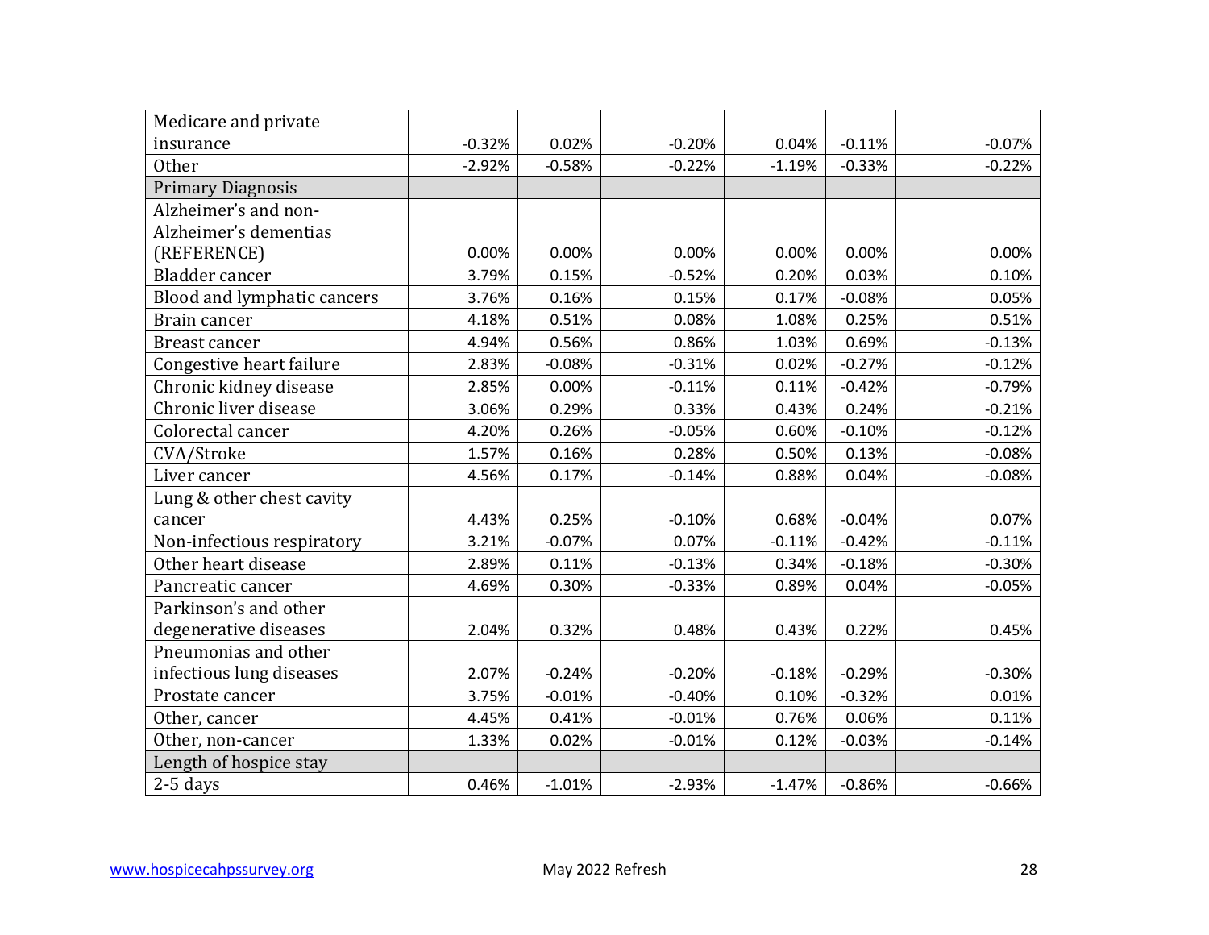| | | | | | | |
|---|---|---|---|---|---|---|
| Medicare and private insurance | -0.32% | 0.02% | -0.20% | 0.04% | -0.11% | -0.07% |
| Other | -2.92% | -0.58% | -0.22% | -1.19% | -0.33% | -0.22% |
| Primary Diagnosis | | | | | | |
| Alzheimer's and non-Alzheimer's dementias (REFERENCE) | 0.00% | 0.00% | 0.00% | 0.00% | 0.00% | 0.00% |
| Bladder cancer | 3.79% | 0.15% | -0.52% | 0.20% | 0.03% | 0.10% |
| Blood and lymphatic cancers | 3.76% | 0.16% | 0.15% | 0.17% | -0.08% | 0.05% |
| Brain cancer | 4.18% | 0.51% | 0.08% | 1.08% | 0.25% | 0.51% |
| Breast cancer | 4.94% | 0.56% | 0.86% | 1.03% | 0.69% | -0.13% |
| Congestive heart failure | 2.83% | -0.08% | -0.31% | 0.02% | -0.27% | -0.12% |
| Chronic kidney disease | 2.85% | 0.00% | -0.11% | 0.11% | -0.42% | -0.79% |
| Chronic liver disease | 3.06% | 0.29% | 0.33% | 0.43% | 0.24% | -0.21% |
| Colorectal cancer | 4.20% | 0.26% | -0.05% | 0.60% | -0.10% | -0.12% |
| CVA/Stroke | 1.57% | 0.16% | 0.28% | 0.50% | 0.13% | -0.08% |
| Liver cancer | 4.56% | 0.17% | -0.14% | 0.88% | 0.04% | -0.08% |
| Lung & other chest cavity cancer | 4.43% | 0.25% | -0.10% | 0.68% | -0.04% | 0.07% |
| Non-infectious respiratory | 3.21% | -0.07% | 0.07% | -0.11% | -0.42% | -0.11% |
| Other heart disease | 2.89% | 0.11% | -0.13% | 0.34% | -0.18% | -0.30% |
| Pancreatic cancer | 4.69% | 0.30% | -0.33% | 0.89% | 0.04% | -0.05% |
| Parkinson's and other degenerative diseases | 2.04% | 0.32% | 0.48% | 0.43% | 0.22% | 0.45% |
| Pneumonias and other infectious lung diseases | 2.07% | -0.24% | -0.20% | -0.18% | -0.29% | -0.30% |
| Prostate cancer | 3.75% | -0.01% | -0.40% | 0.10% | -0.32% | 0.01% |
| Other, cancer | 4.45% | 0.41% | -0.01% | 0.76% | 0.06% | 0.11% |
| Other, non-cancer | 1.33% | 0.02% | -0.01% | 0.12% | -0.03% | -0.14% |
| Length of hospice stay | | | | | | |
| 2-5 days | 0.46% | -1.01% | -2.93% | -1.47% | -0.86% | -0.66% |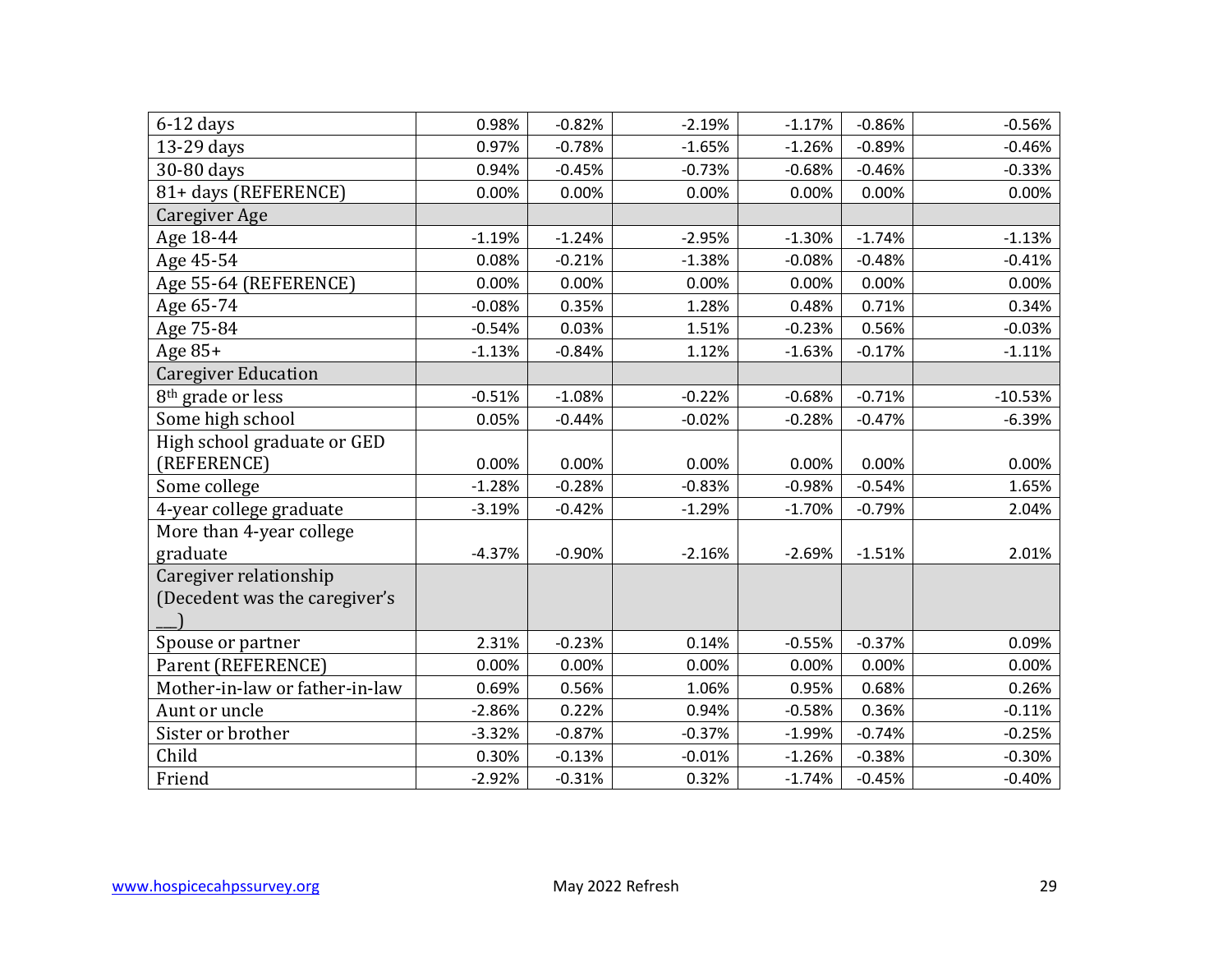| | | | | | | |
|---|---|---|---|---|---|---|
| 6-12 days | 0.98% | -0.82% | -2.19% | -1.17% | -0.86% | -0.56% |
| 13-29 days | 0.97% | -0.78% | -1.65% | -1.26% | -0.89% | -0.46% |
| 30-80 days | 0.94% | -0.45% | -0.73% | -0.68% | -0.46% | -0.33% |
| 81+ days (REFERENCE) | 0.00% | 0.00% | 0.00% | 0.00% | 0.00% | 0.00% |
| Caregiver Age | | | | | | |
| Age 18-44 | -1.19% | -1.24% | -2.95% | -1.30% | -1.74% | -1.13% |
| Age 45-54 | 0.08% | -0.21% | -1.38% | -0.08% | -0.48% | -0.41% |
| Age 55-64 (REFERENCE) | 0.00% | 0.00% | 0.00% | 0.00% | 0.00% | 0.00% |
| Age 65-74 | -0.08% | 0.35% | 1.28% | 0.48% | 0.71% | 0.34% |
| Age 75-84 | -0.54% | 0.03% | 1.51% | -0.23% | 0.56% | -0.03% |
| Age 85+ | -1.13% | -0.84% | 1.12% | -1.63% | -0.17% | -1.11% |
| Caregiver Education | | | | | | |
| 8th grade or less | -0.51% | -1.08% | -0.22% | -0.68% | -0.71% | -10.53% |
| Some high school | 0.05% | -0.44% | -0.02% | -0.28% | -0.47% | -6.39% |
| High school graduate or GED (REFERENCE) | 0.00% | 0.00% | 0.00% | 0.00% | 0.00% | 0.00% |
| Some college | -1.28% | -0.28% | -0.83% | -0.98% | -0.54% | 1.65% |
| 4-year college graduate | -3.19% | -0.42% | -1.29% | -1.70% | -0.79% | 2.04% |
| More than 4-year college graduate | -4.37% | -0.90% | -2.16% | -2.69% | -1.51% | 2.01% |
| Caregiver relationship (Decedent was the caregiver's ___) | | | | | | |
| Spouse or partner | 2.31% | -0.23% | 0.14% | -0.55% | -0.37% | 0.09% |
| Parent (REFERENCE) | 0.00% | 0.00% | 0.00% | 0.00% | 0.00% | 0.00% |
| Mother-in-law or father-in-law | 0.69% | 0.56% | 1.06% | 0.95% | 0.68% | 0.26% |
| Aunt or uncle | -2.86% | 0.22% | 0.94% | -0.58% | 0.36% | -0.11% |
| Sister or brother | -3.32% | -0.87% | -0.37% | -1.99% | -0.74% | -0.25% |
| Child | 0.30% | -0.13% | -0.01% | -1.26% | -0.38% | -0.30% |
| Friend | -2.92% | -0.31% | 0.32% | -1.74% | -0.45% | -0.40% |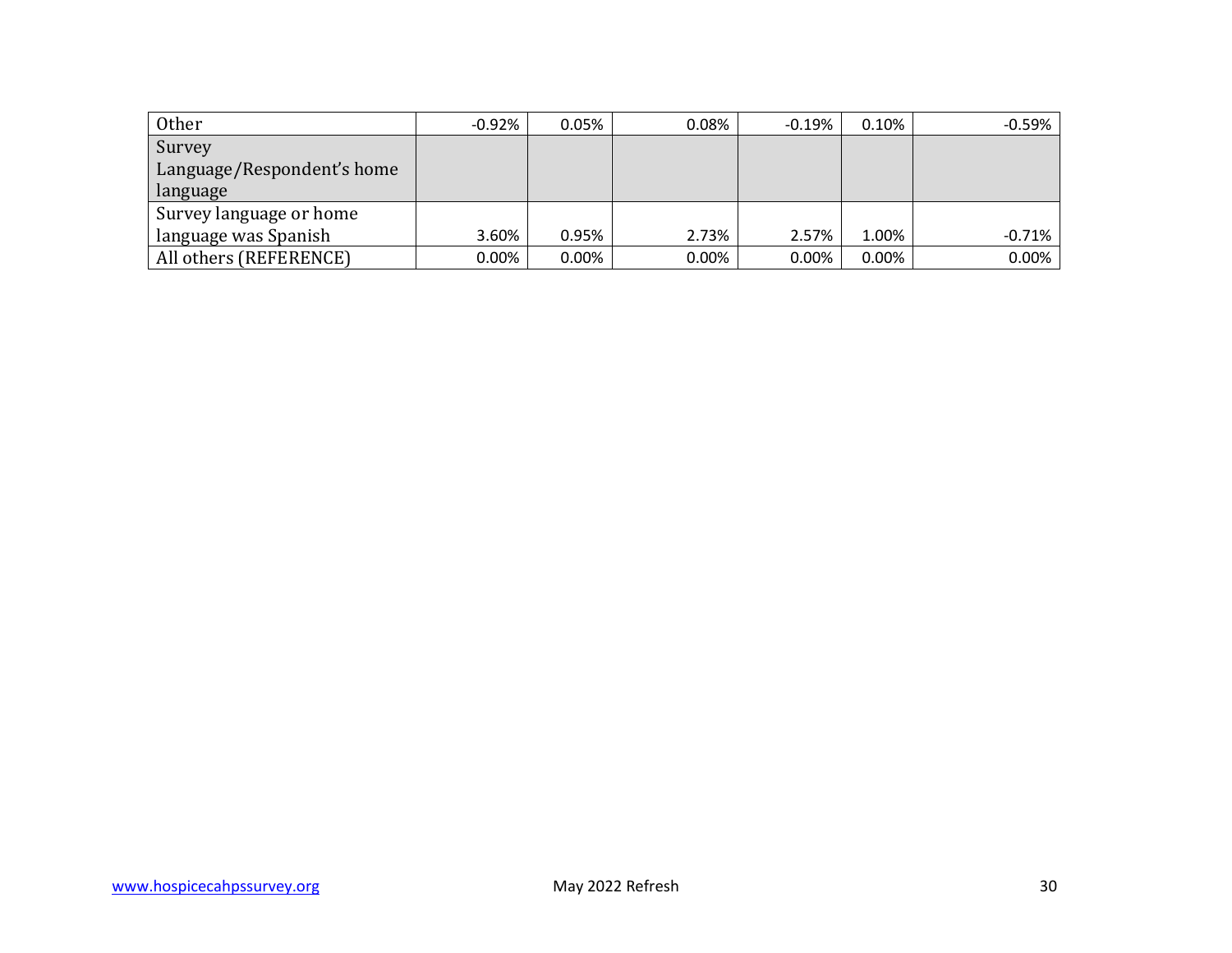| | | | | | | |
|---|---|---|---|---|---|---|
| Other | -0.92% | 0.05% | 0.08% | -0.19% | 0.10% | -0.59% |
| Survey Language/Respondent's home language | | | | | | |
| Survey language or home language was Spanish | 3.60% | 0.95% | 2.73% | 2.57% | 1.00% | -0.71% |
| All others (REFERENCE) | 0.00% | 0.00% | 0.00% | 0.00% | 0.00% | 0.00% |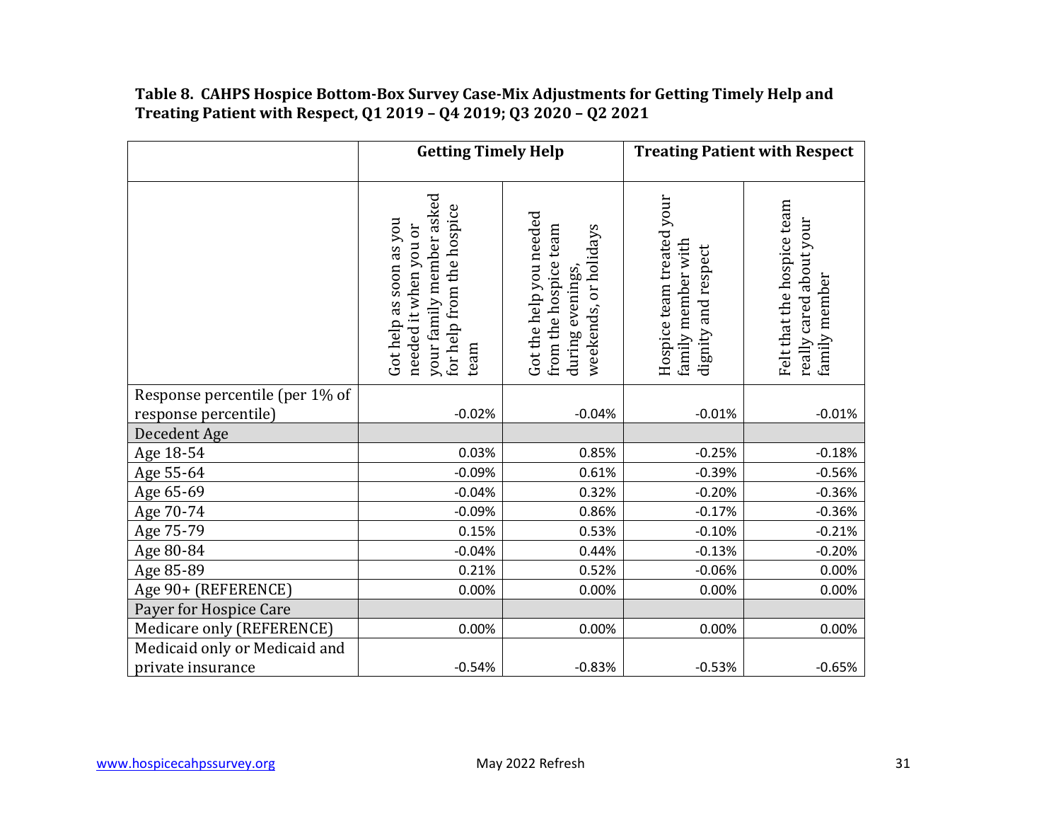**Table 8. CAHPS Hospice Bottom-Box Survey Case-Mix Adjustments for Getting Timely Help and Treating Patient with Respect, Q1 2019 – Q4 2019; Q3 2020 – Q2 2021**

| | Getting Timely Help | | Treating Patient with Respect | |
|---|---|---|---|---|
| | Got help as soon as you needed it when you or your family member asked for help from the hospice team | Got the help you needed from the hospice team during evenings, weekends, or holidays | Hospice team treated your family member with dignity and respect | Felt that the hospice team really cared about your family member |
| Response percentile (per 1% of response percentile) | -0.02% | -0.04% | -0.01% | -0.01% |
| Decedent Age | | | | |
| Age 18-54 | 0.03% | 0.85% | -0.25% | -0.18% |
| Age 55-64 | -0.09% | 0.61% | -0.39% | -0.56% |
| Age 65-69 | -0.04% | 0.32% | -0.20% | -0.36% |
| Age 70-74 | -0.09% | 0.86% | -0.17% | -0.36% |
| Age 75-79 | 0.15% | 0.53% | -0.10% | -0.21% |
| Age 80-84 | -0.04% | 0.44% | -0.13% | -0.20% |
| Age 85-89 | 0.21% | 0.52% | -0.06% | 0.00% |
| Age 90+ (REFERENCE) | 0.00% | 0.00% | 0.00% | 0.00% |
| Payer for Hospice Care | | | | |
| Medicare only (REFERENCE) | 0.00% | 0.00% | 0.00% | 0.00% |
| Medicaid only or Medicaid and private insurance | -0.54% | -0.83% | -0.53% | -0.65% |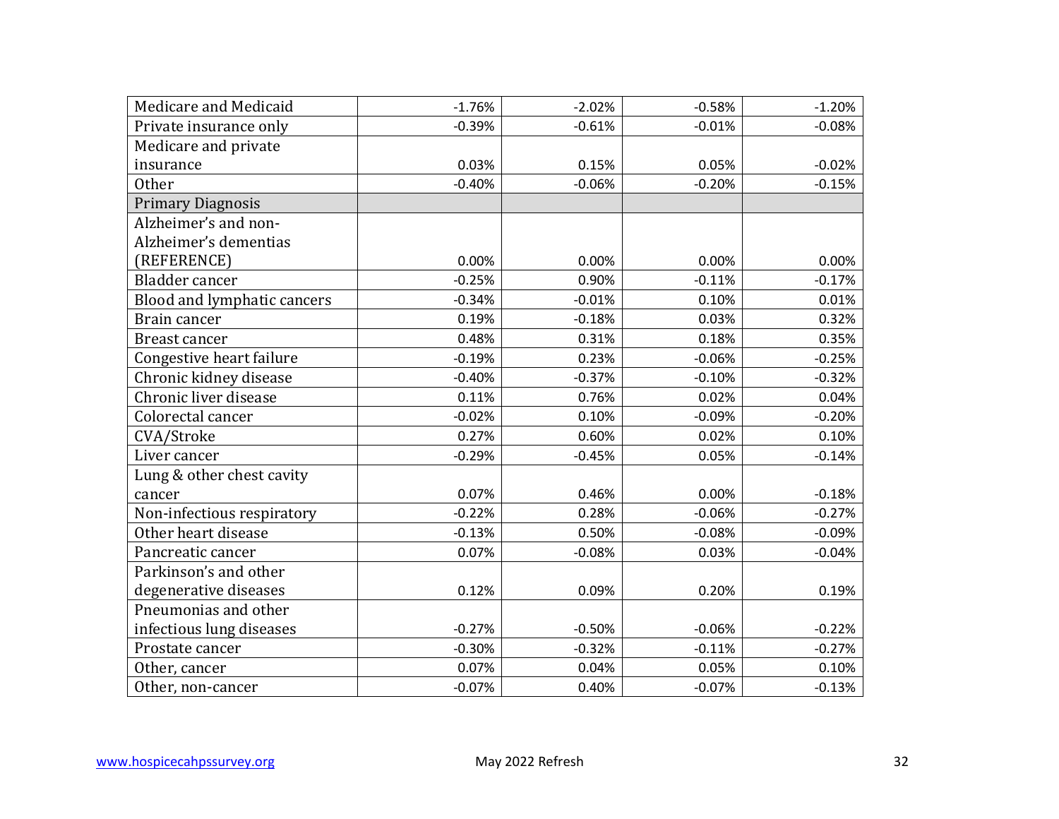| Medicare and Medicaid | -1.76% | -2.02% | -0.58% | -1.20% |
|---|---|---|---|---|
| Private insurance only | -0.39% | -0.61% | -0.01% | -0.08% |
| Medicare and private insurance | 0.03% | 0.15% | 0.05% | -0.02% |
| Other | -0.40% | -0.06% | -0.20% | -0.15% |
| Primary Diagnosis | | | | |
| Alzheimer's and non-Alzheimer's dementias (REFERENCE) | 0.00% | 0.00% | 0.00% | 0.00% |
| Bladder cancer | -0.25% | 0.90% | -0.11% | -0.17% |
| Blood and lymphatic cancers | -0.34% | -0.01% | 0.10% | 0.01% |
| Brain cancer | 0.19% | -0.18% | 0.03% | 0.32% |
| Breast cancer | 0.48% | 0.31% | 0.18% | 0.35% |
| Congestive heart failure | -0.19% | 0.23% | -0.06% | -0.25% |
| Chronic kidney disease | -0.40% | -0.37% | -0.10% | -0.32% |
| Chronic liver disease | 0.11% | 0.76% | 0.02% | 0.04% |
| Colorectal cancer | -0.02% | 0.10% | -0.09% | -0.20% |
| CVA/Stroke | 0.27% | 0.60% | 0.02% | 0.10% |
| Liver cancer | -0.29% | -0.45% | 0.05% | -0.14% |
| Lung & other chest cavity cancer | 0.07% | 0.46% | 0.00% | -0.18% |
| Non-infectious respiratory | -0.22% | 0.28% | -0.06% | -0.27% |
| Other heart disease | -0.13% | 0.50% | -0.08% | -0.09% |
| Pancreatic cancer | 0.07% | -0.08% | 0.03% | -0.04% |
| Parkinson's and other degenerative diseases | 0.12% | 0.09% | 0.20% | 0.19% |
| Pneumonias and other infectious lung diseases | -0.27% | -0.50% | -0.06% | -0.22% |
| Prostate cancer | -0.30% | -0.32% | -0.11% | -0.27% |
| Other, cancer | 0.07% | 0.04% | 0.05% | 0.10% |
| Other, non-cancer | -0.07% | 0.40% | -0.07% | -0.13% |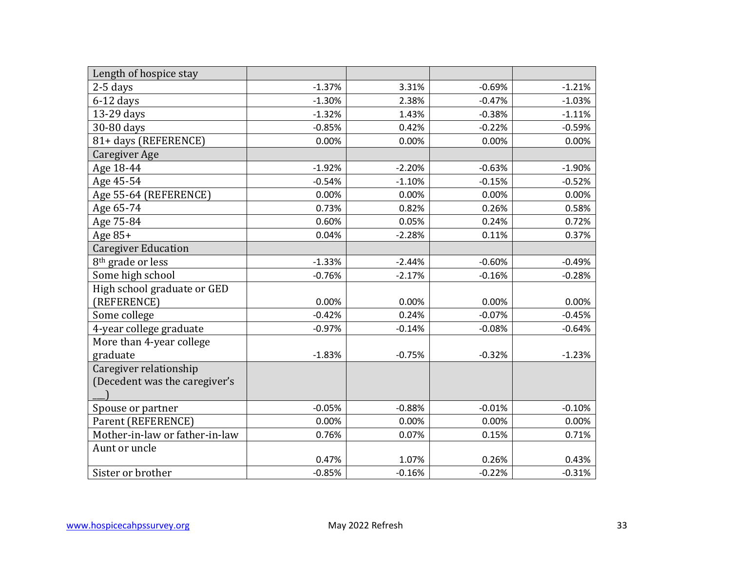| Length of hospice stay | | | | |
|---|---|---|---|---|
| 2-5 days | -1.37% | 3.31% | -0.69% | -1.21% |
| 6-12 days | -1.30% | 2.38% | -0.47% | -1.03% |
| 13-29 days | -1.32% | 1.43% | -0.38% | -1.11% |
| 30-80 days | -0.85% | 0.42% | -0.22% | -0.59% |
| 81+ days (REFERENCE) | 0.00% | 0.00% | 0.00% | 0.00% |
| Caregiver Age | | | | |
| Age 18-44 | -1.92% | -2.20% | -0.63% | -1.90% |
| Age 45-54 | -0.54% | -1.10% | -0.15% | -0.52% |
| Age 55-64 (REFERENCE) | 0.00% | 0.00% | 0.00% | 0.00% |
| Age 65-74 | 0.73% | 0.82% | 0.26% | 0.58% |
| Age 75-84 | 0.60% | 0.05% | 0.24% | 0.72% |
| Age 85+ | 0.04% | -2.28% | 0.11% | 0.37% |
| Caregiver Education | | | | |
| 8th grade or less | -1.33% | -2.44% | -0.60% | -0.49% |
| Some high school | -0.76% | -2.17% | -0.16% | -0.28% |
| High school graduate or GED (REFERENCE) | 0.00% | 0.00% | 0.00% | 0.00% |
| Some college | -0.42% | 0.24% | -0.07% | -0.45% |
| 4-year college graduate | -0.97% | -0.14% | -0.08% | -0.64% |
| More than 4-year college graduate | -1.83% | -0.75% | -0.32% | -1.23% |
| Caregiver relationship (Decedent was the caregiver's ___) | | | | |
| Spouse or partner | -0.05% | -0.88% | -0.01% | -0.10% |
| Parent (REFERENCE) | 0.00% | 0.00% | 0.00% | 0.00% |
| Mother-in-law or father-in-law | 0.76% | 0.07% | 0.15% | 0.71% |
| Aunt or uncle | 0.47% | 1.07% | 0.26% | 0.43% |
| Sister or brother | -0.85% | -0.16% | -0.22% | -0.31% |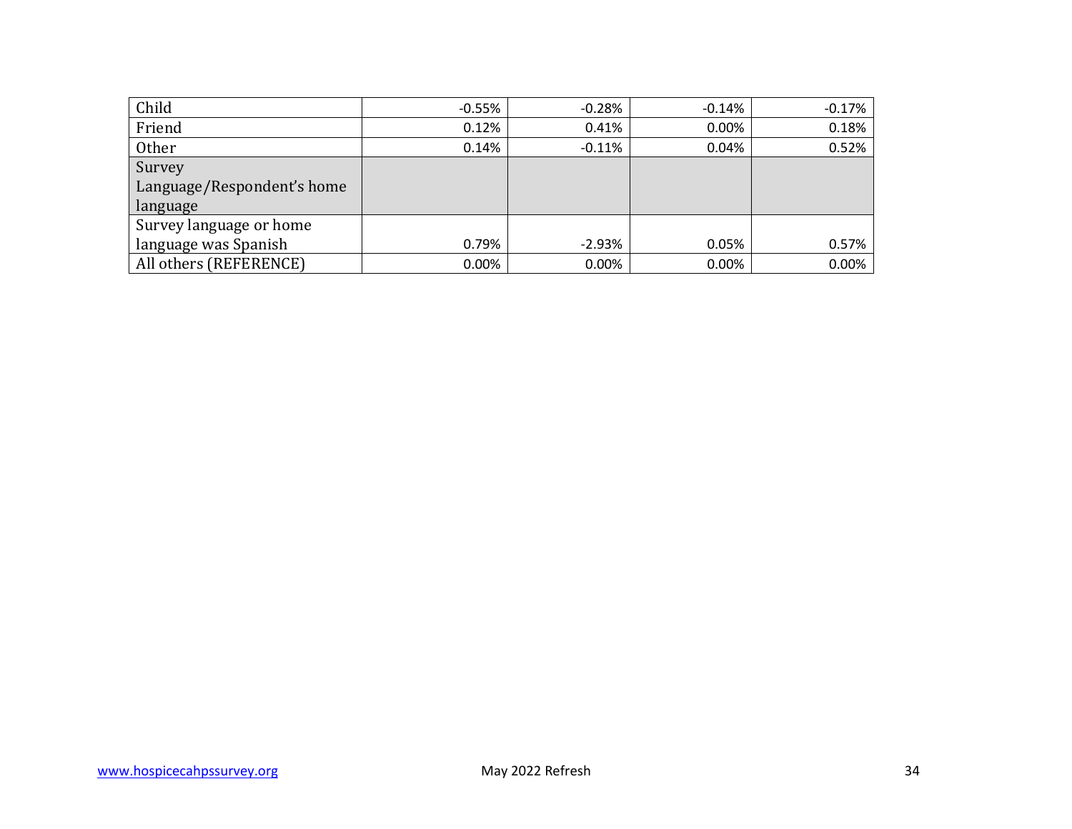| | | | | |
|---|---|---|---|---|
| Child | -0.55% | -0.28% | -0.14% | -0.17% |
| Friend | 0.12% | 0.41% | 0.00% | 0.18% |
| Other | 0.14% | -0.11% | 0.04% | 0.52% |
| Survey Language/Respondent's home language | | | | |
| Survey language or home language was Spanish | 0.79% | -2.93% | 0.05% | 0.57% |
| All others (REFERENCE) | 0.00% | 0.00% | 0.00% | 0.00% |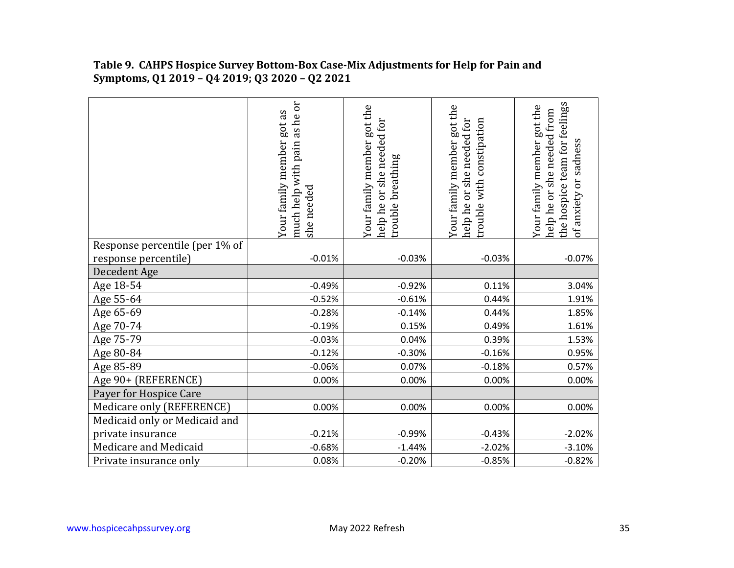**Table 9. CAHPS Hospice Survey Bottom-Box Case-Mix Adjustments for Help for Pain and Symptoms, Q1 2019 – Q4 2019; Q3 2020 – Q2 2021**

| | Your family member got as much help with pain as he or she needed | Your family member got the help he or she needed for trouble breathing | Your family member got the help he or she needed for trouble with constipation | Your family member got the help he or she needed from the hospice team for feelings of anxiety or sadness |
|---|---|---|---|---|
| Response percentile (per 1% of response percentile) | -0.01% | -0.03% | -0.03% | -0.07% |
| Decedent Age | | | | |
| Age 18-54 | -0.49% | -0.92% | 0.11% | 3.04% |
| Age 55-64 | -0.52% | -0.61% | 0.44% | 1.91% |
| Age 65-69 | -0.28% | -0.14% | 0.44% | 1.85% |
| Age 70-74 | -0.19% | 0.15% | 0.49% | 1.61% |
| Age 75-79 | -0.03% | 0.04% | 0.39% | 1.53% |
| Age 80-84 | -0.12% | -0.30% | -0.16% | 0.95% |
| Age 85-89 | -0.06% | 0.07% | -0.18% | 0.57% |
| Age 90+ (REFERENCE) | 0.00% | 0.00% | 0.00% | 0.00% |
| Payer for Hospice Care | | | | |
| Medicare only (REFERENCE) | 0.00% | 0.00% | 0.00% | 0.00% |
| Medicaid only or Medicaid and private insurance | -0.21% | -0.99% | -0.43% | -2.02% |
| Medicare and Medicaid | -0.68% | -1.44% | -2.02% | -3.10% |
| Private insurance only | 0.08% | -0.20% | -0.85% | -0.82% |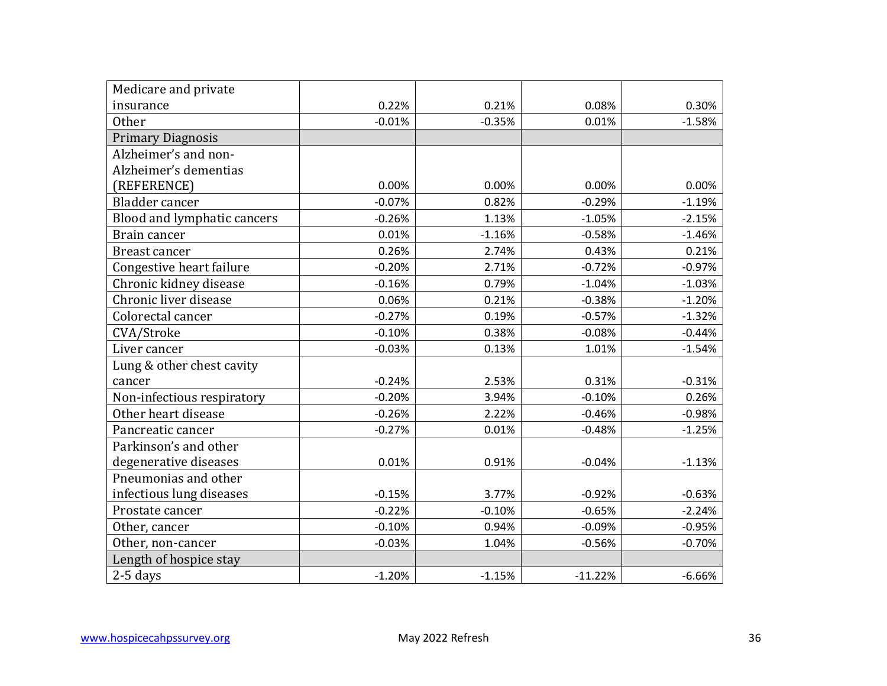| | | | | |
|---|---|---|---|---|
| Medicare and private insurance | 0.22% | 0.21% | 0.08% | 0.30% |
| Other | -0.01% | -0.35% | 0.01% | -1.58% |
| Primary Diagnosis | | | | |
| Alzheimer's and non-Alzheimer's dementias (REFERENCE) | 0.00% | 0.00% | 0.00% | 0.00% |
| Bladder cancer | -0.07% | 0.82% | -0.29% | -1.19% |
| Blood and lymphatic cancers | -0.26% | 1.13% | -1.05% | -2.15% |
| Brain cancer | 0.01% | -1.16% | -0.58% | -1.46% |
| Breast cancer | 0.26% | 2.74% | 0.43% | 0.21% |
| Congestive heart failure | -0.20% | 2.71% | -0.72% | -0.97% |
| Chronic kidney disease | -0.16% | 0.79% | -1.04% | -1.03% |
| Chronic liver disease | 0.06% | 0.21% | -0.38% | -1.20% |
| Colorectal cancer | -0.27% | 0.19% | -0.57% | -1.32% |
| CVA/Stroke | -0.10% | 0.38% | -0.08% | -0.44% |
| Liver cancer | -0.03% | 0.13% | 1.01% | -1.54% |
| Lung & other chest cavity cancer | -0.24% | 2.53% | 0.31% | -0.31% |
| Non-infectious respiratory | -0.20% | 3.94% | -0.10% | 0.26% |
| Other heart disease | -0.26% | 2.22% | -0.46% | -0.98% |
| Pancreatic cancer | -0.27% | 0.01% | -0.48% | -1.25% |
| Parkinson's and other degenerative diseases | 0.01% | 0.91% | -0.04% | -1.13% |
| Pneumonias and other infectious lung diseases | -0.15% | 3.77% | -0.92% | -0.63% |
| Prostate cancer | -0.22% | -0.10% | -0.65% | -2.24% |
| Other, cancer | -0.10% | 0.94% | -0.09% | -0.95% |
| Other, non-cancer | -0.03% | 1.04% | -0.56% | -0.70% |
| Length of hospice stay | | | | |
| 2-5 days | -1.20% | -1.15% | -11.22% | -6.66% |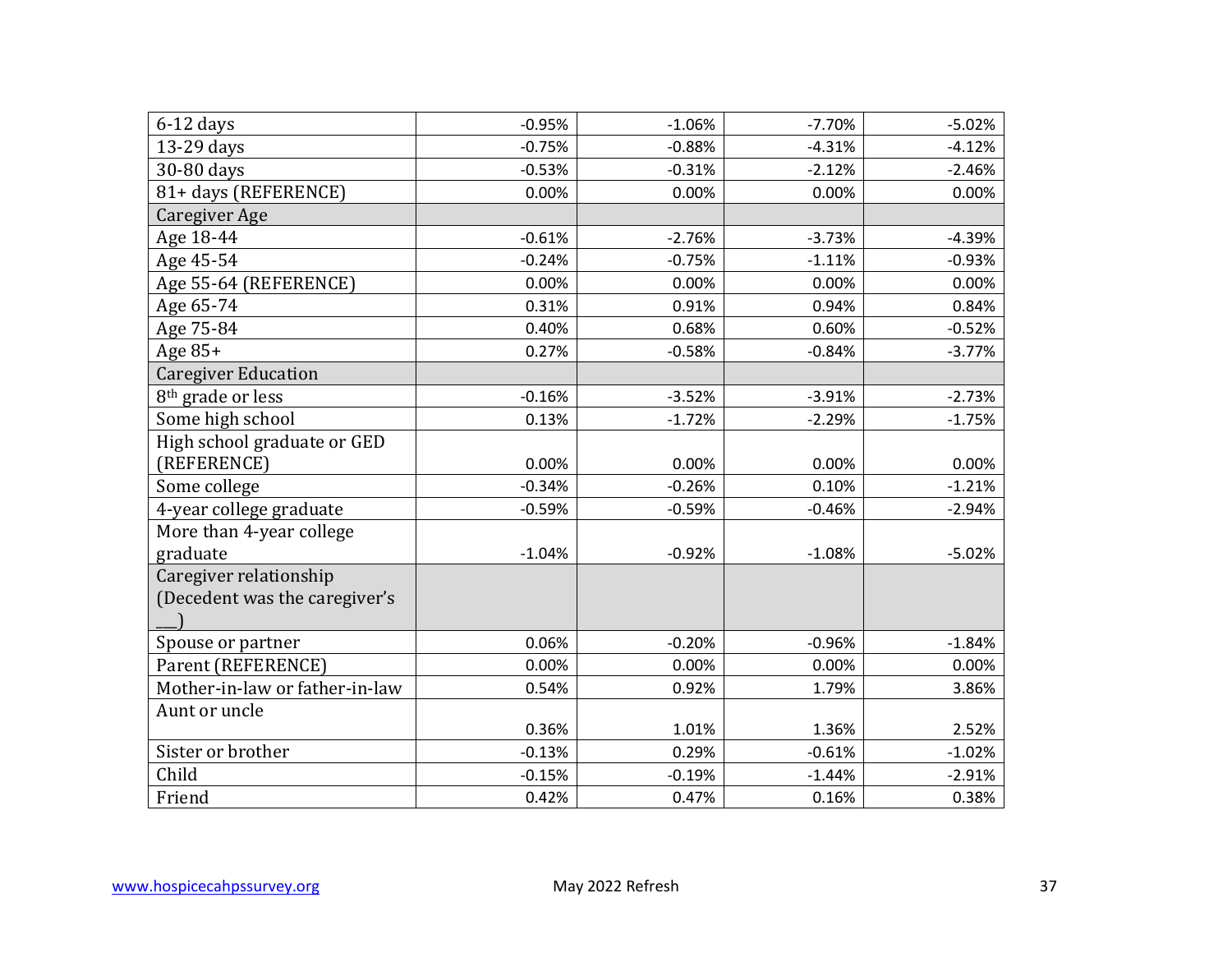| 6-12 days | -0.95% | -1.06% | -7.70% | -5.02% |
|---|---|---|---|---|
| 13-29 days | -0.75% | -0.88% | -4.31% | -4.12% |
| 30-80 days | -0.53% | -0.31% | -2.12% | -2.46% |
| 81+ days (REFERENCE) | 0.00% | 0.00% | 0.00% | 0.00% |
| Caregiver Age | | | | |
| Age 18-44 | -0.61% | -2.76% | -3.73% | -4.39% |
| Age 45-54 | -0.24% | -0.75% | -1.11% | -0.93% |
| Age 55-64 (REFERENCE) | 0.00% | 0.00% | 0.00% | 0.00% |
| Age 65-74 | 0.31% | 0.91% | 0.94% | 0.84% |
| Age 75-84 | 0.40% | 0.68% | 0.60% | -0.52% |
| Age 85+ | 0.27% | -0.58% | -0.84% | -3.77% |
| Caregiver Education | | | | |
| 8th grade or less | -0.16% | -3.52% | -3.91% | -2.73% |
| Some high school | 0.13% | -1.72% | -2.29% | -1.75% |
| High school graduate or GED (REFERENCE) | 0.00% | 0.00% | 0.00% | 0.00% |
| Some college | -0.34% | -0.26% | 0.10% | -1.21% |
| 4-year college graduate | -0.59% | -0.59% | -0.46% | -2.94% |
| More than 4-year college graduate | -1.04% | -0.92% | -1.08% | -5.02% |
| Caregiver relationship (Decedent was the caregiver's ___) | | | | |
| Spouse or partner | 0.06% | -0.20% | -0.96% | -1.84% |
| Parent (REFERENCE) | 0.00% | 0.00% | 0.00% | 0.00% |
| Mother-in-law or father-in-law | 0.54% | 0.92% | 1.79% | 3.86% |
| Aunt or uncle | 0.36% | 1.01% | 1.36% | 2.52% |
| Sister or brother | -0.13% | 0.29% | -0.61% | -1.02% |
| Child | -0.15% | -0.19% | -1.44% | -2.91% |
| Friend | 0.42% | 0.47% | 0.16% | 0.38% |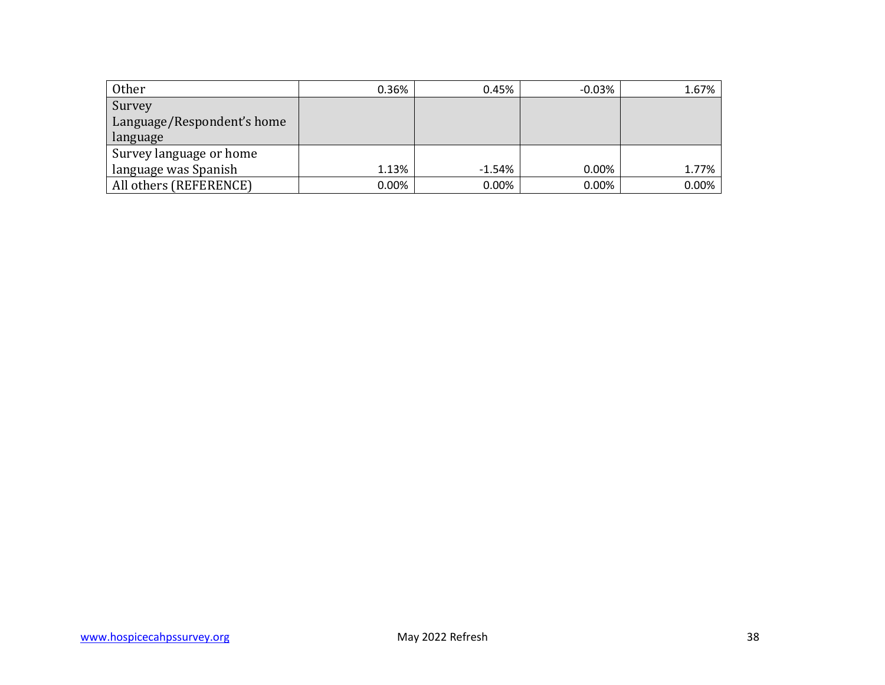| | | | | |
|---|---|---|---|---|
| Other | 0.36% | 0.45% | -0.03% | 1.67% |
| Survey Language/Respondent's home language | | | | |
| Survey language or home language was Spanish | 1.13% | -1.54% | 0.00% | 1.77% |
| All others (REFERENCE) | 0.00% | 0.00% | 0.00% | 0.00% |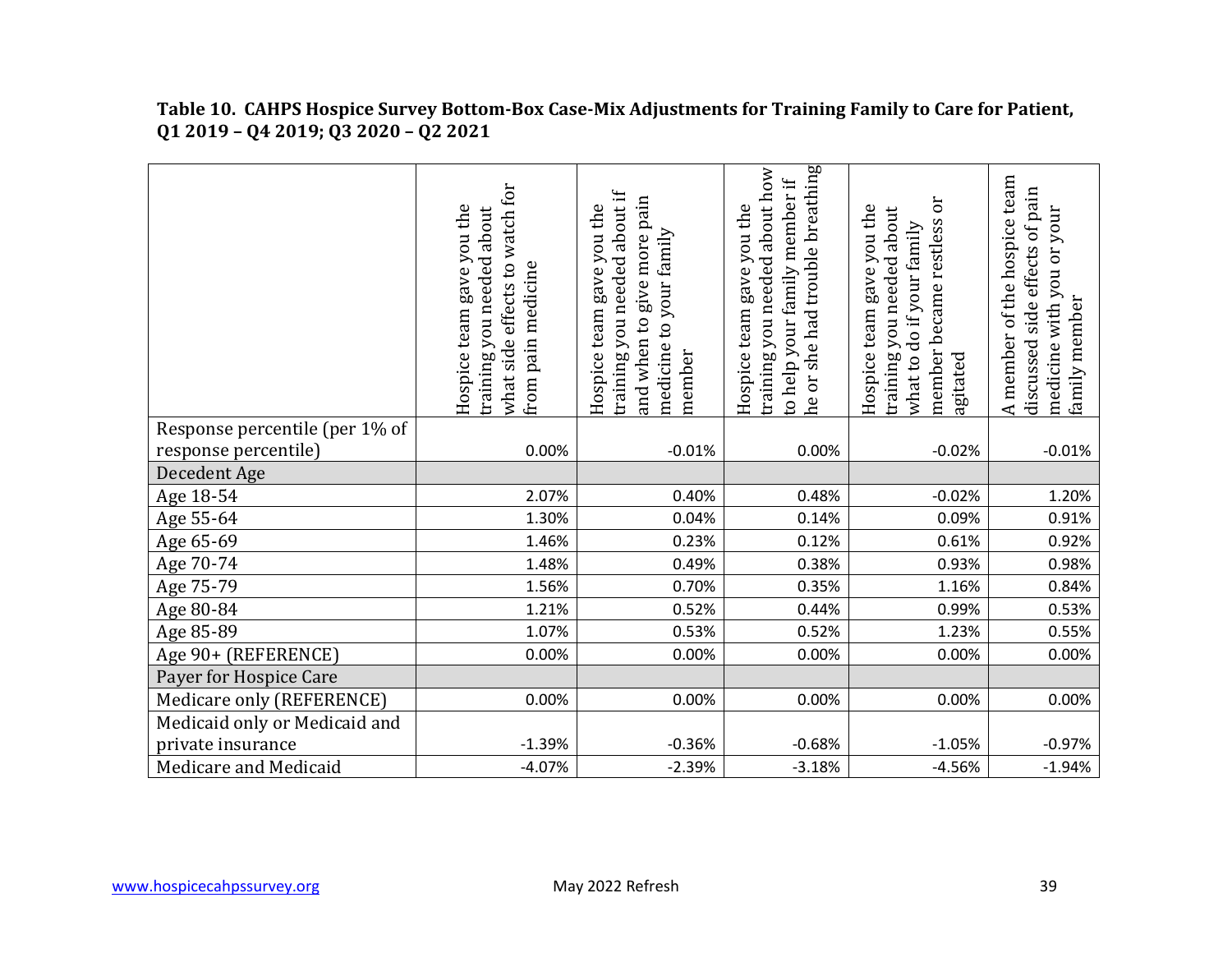**Table 10. CAHPS Hospice Survey Bottom-Box Case-Mix Adjustments for Training Family to Care for Patient, Q1 2019 – Q4 2019; Q3 2020 – Q2 2021**

| | Hospice team gave you the training you needed about what side effects to watch for from pain medicine | Hospice team gave you the training you needed about if and when to give more pain medicine to your family member | Hospice team gave you the training you needed about how to help your family member if he or she had trouble breathing | Hospice team gave you the training you needed about what to do if your family member became restless or agitated | A member of the hospice team discussed side effects of pain medicine with you or your family member |
|---|---|---|---|---|---|
| Response percentile (per 1% of response percentile) | 0.00% | -0.01% | 0.00% | -0.02% | -0.01% |
| Decedent Age | | | | | |
| Age 18-54 | 2.07% | 0.40% | 0.48% | -0.02% | 1.20% |
| Age 55-64 | 1.30% | 0.04% | 0.14% | 0.09% | 0.91% |
| Age 65-69 | 1.46% | 0.23% | 0.12% | 0.61% | 0.92% |
| Age 70-74 | 1.48% | 0.49% | 0.38% | 0.93% | 0.98% |
| Age 75-79 | 1.56% | 0.70% | 0.35% | 1.16% | 0.84% |
| Age 80-84 | 1.21% | 0.52% | 0.44% | 0.99% | 0.53% |
| Age 85-89 | 1.07% | 0.53% | 0.52% | 1.23% | 0.55% |
| Age 90+ (REFERENCE) | 0.00% | 0.00% | 0.00% | 0.00% | 0.00% |
| Payer for Hospice Care | | | | | |
| Medicare only (REFERENCE) | 0.00% | 0.00% | 0.00% | 0.00% | 0.00% |
| Medicaid only or Medicaid and private insurance | -1.39% | -0.36% | -0.68% | -1.05% | -0.97% |
| Medicare and Medicaid | -4.07% | -2.39% | -3.18% | -4.56% | -1.94% |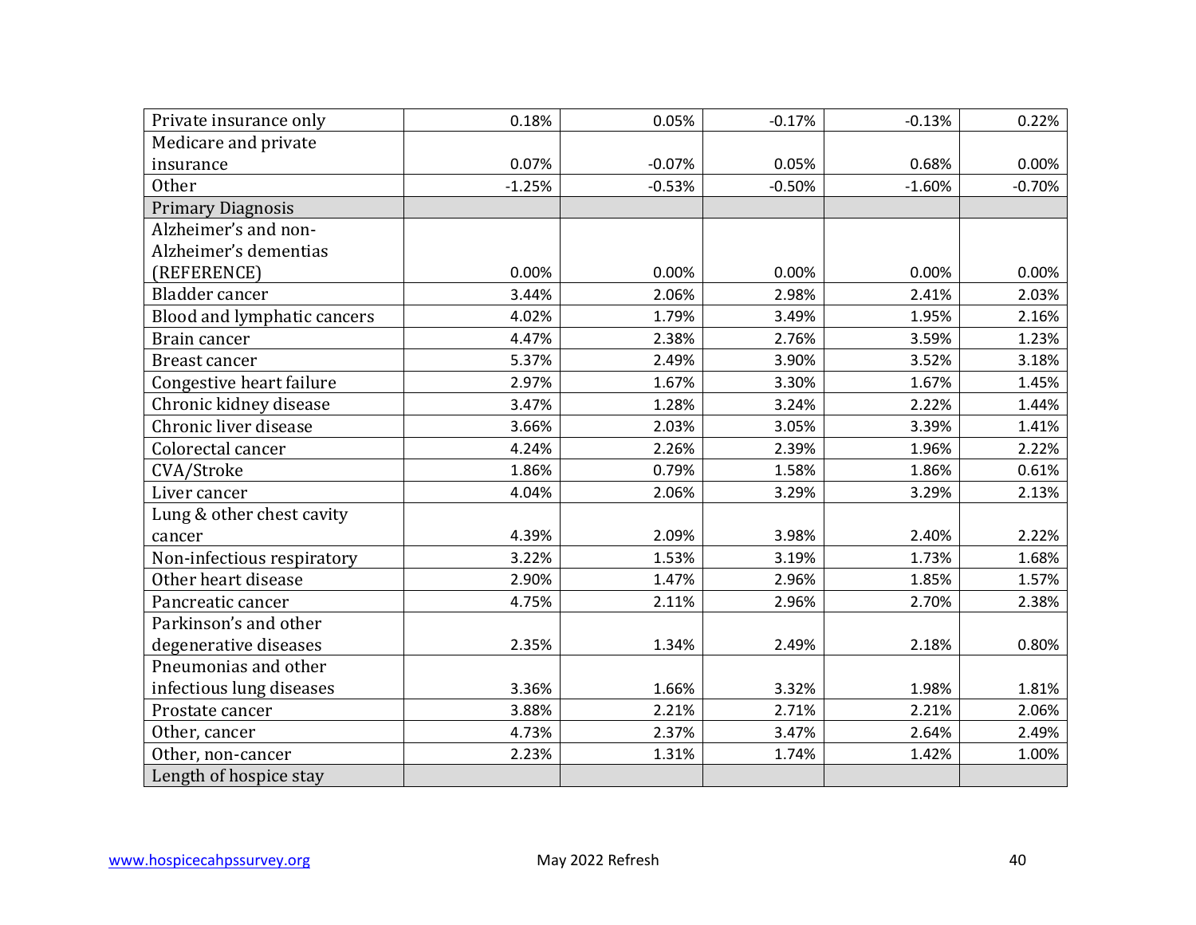| | | | | | |
|---|---|---|---|---|---|
| Private insurance only | 0.18% | 0.05% | -0.17% | -0.13% | 0.22% |
| Medicare and private insurance | 0.07% | -0.07% | 0.05% | 0.68% | 0.00% |
| Other | -1.25% | -0.53% | -0.50% | -1.60% | -0.70% |
| Primary Diagnosis | | | | | |
| Alzheimer's and non-Alzheimer's dementias (REFERENCE) | 0.00% | 0.00% | 0.00% | 0.00% | 0.00% |
| Bladder cancer | 3.44% | 2.06% | 2.98% | 2.41% | 2.03% |
| Blood and lymphatic cancers | 4.02% | 1.79% | 3.49% | 1.95% | 2.16% |
| Brain cancer | 4.47% | 2.38% | 2.76% | 3.59% | 1.23% |
| Breast cancer | 5.37% | 2.49% | 3.90% | 3.52% | 3.18% |
| Congestive heart failure | 2.97% | 1.67% | 3.30% | 1.67% | 1.45% |
| Chronic kidney disease | 3.47% | 1.28% | 3.24% | 2.22% | 1.44% |
| Chronic liver disease | 3.66% | 2.03% | 3.05% | 3.39% | 1.41% |
| Colorectal cancer | 4.24% | 2.26% | 2.39% | 1.96% | 2.22% |
| CVA/Stroke | 1.86% | 0.79% | 1.58% | 1.86% | 0.61% |
| Liver cancer | 4.04% | 2.06% | 3.29% | 3.29% | 2.13% |
| Lung & other chest cavity cancer | 4.39% | 2.09% | 3.98% | 2.40% | 2.22% |
| Non-infectious respiratory | 3.22% | 1.53% | 3.19% | 1.73% | 1.68% |
| Other heart disease | 2.90% | 1.47% | 2.96% | 1.85% | 1.57% |
| Pancreatic cancer | 4.75% | 2.11% | 2.96% | 2.70% | 2.38% |
| Parkinson's and other degenerative diseases | 2.35% | 1.34% | 2.49% | 2.18% | 0.80% |
| Pneumonias and other infectious lung diseases | 3.36% | 1.66% | 3.32% | 1.98% | 1.81% |
| Prostate cancer | 3.88% | 2.21% | 2.71% | 2.21% | 2.06% |
| Other, cancer | 4.73% | 2.37% | 3.47% | 2.64% | 2.49% |
| Other, non-cancer | 2.23% | 1.31% | 1.74% | 1.42% | 1.00% |
| Length of hospice stay | | | | | |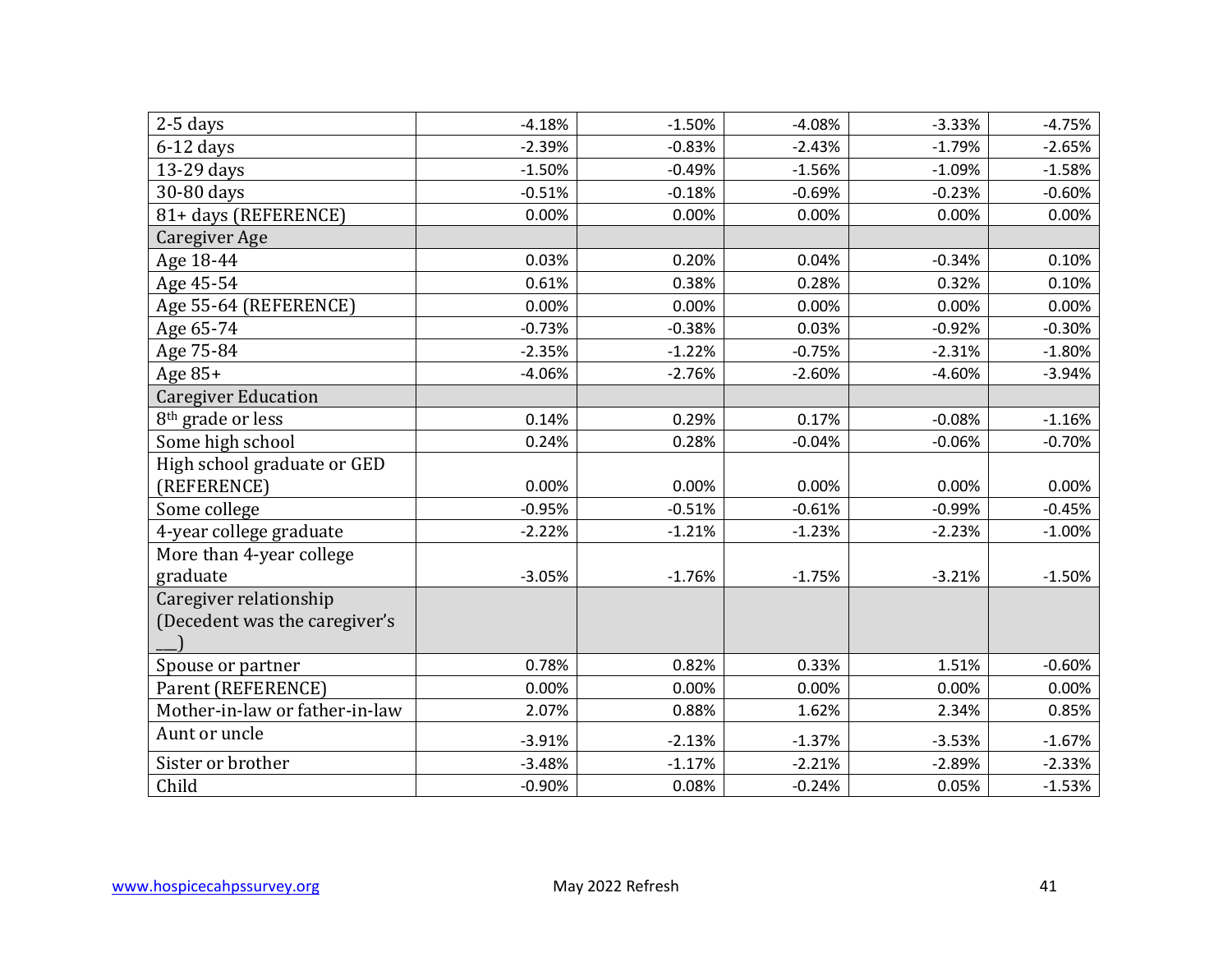| | | | | | |
|---|---|---|---|---|---|
| 2-5 days | -4.18% | -1.50% | -4.08% | -3.33% | -4.75% |
| 6-12 days | -2.39% | -0.83% | -2.43% | -1.79% | -2.65% |
| 13-29 days | -1.50% | -0.49% | -1.56% | -1.09% | -1.58% |
| 30-80 days | -0.51% | -0.18% | -0.69% | -0.23% | -0.60% |
| 81+ days (REFERENCE) | 0.00% | 0.00% | 0.00% | 0.00% | 0.00% |
| Caregiver Age | | | | | |
| Age 18-44 | 0.03% | 0.20% | 0.04% | -0.34% | 0.10% |
| Age 45-54 | 0.61% | 0.38% | 0.28% | 0.32% | 0.10% |
| Age 55-64 (REFERENCE) | 0.00% | 0.00% | 0.00% | 0.00% | 0.00% |
| Age 65-74 | -0.73% | -0.38% | 0.03% | -0.92% | -0.30% |
| Age 75-84 | -2.35% | -1.22% | -0.75% | -2.31% | -1.80% |
| Age 85+ | -4.06% | -2.76% | -2.60% | -4.60% | -3.94% |
| Caregiver Education | | | | | |
| 8th grade or less | 0.14% | 0.29% | 0.17% | -0.08% | -1.16% |
| Some high school | 0.24% | 0.28% | -0.04% | -0.06% | -0.70% |
| High school graduate or GED (REFERENCE) | 0.00% | 0.00% | 0.00% | 0.00% | 0.00% |
| Some college | -0.95% | -0.51% | -0.61% | -0.99% | -0.45% |
| 4-year college graduate | -2.22% | -1.21% | -1.23% | -2.23% | -1.00% |
| More than 4-year college graduate | -3.05% | -1.76% | -1.75% | -3.21% | -1.50% |
| Caregiver relationship (Decedent was the caregiver's ___) | | | | | |
| Spouse or partner | 0.78% | 0.82% | 0.33% | 1.51% | -0.60% |
| Parent (REFERENCE) | 0.00% | 0.00% | 0.00% | 0.00% | 0.00% |
| Mother-in-law or father-in-law | 2.07% | 0.88% | 1.62% | 2.34% | 0.85% |
| Aunt or uncle | -3.91% | -2.13% | -1.37% | -3.53% | -1.67% |
| Sister or brother | -3.48% | -1.17% | -2.21% | -2.89% | -2.33% |
| Child | -0.90% | 0.08% | -0.24% | 0.05% | -1.53% |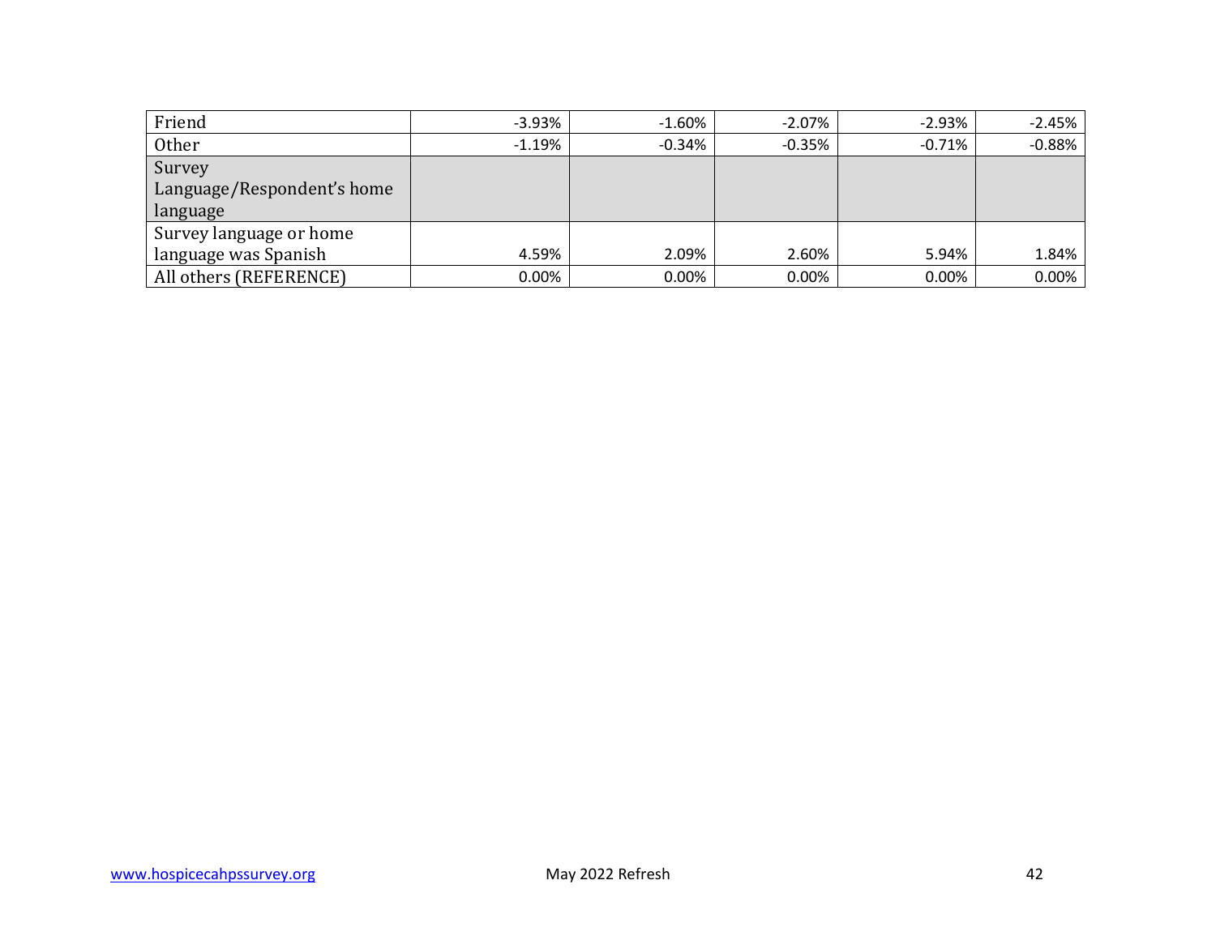| | | | | | |
|---|---|---|---|---|---|
| Friend | -3.93% | -1.60% | -2.07% | -2.93% | -2.45% |
| Other | -1.19% | -0.34% | -0.35% | -0.71% | -0.88% |
| Survey Language/Respondent's home language | | | | | |
| Survey language or home language was Spanish | 4.59% | 2.09% | 2.60% | 5.94% | 1.84% |
| All others (REFERENCE) | 0.00% | 0.00% | 0.00% | 0.00% | 0.00% |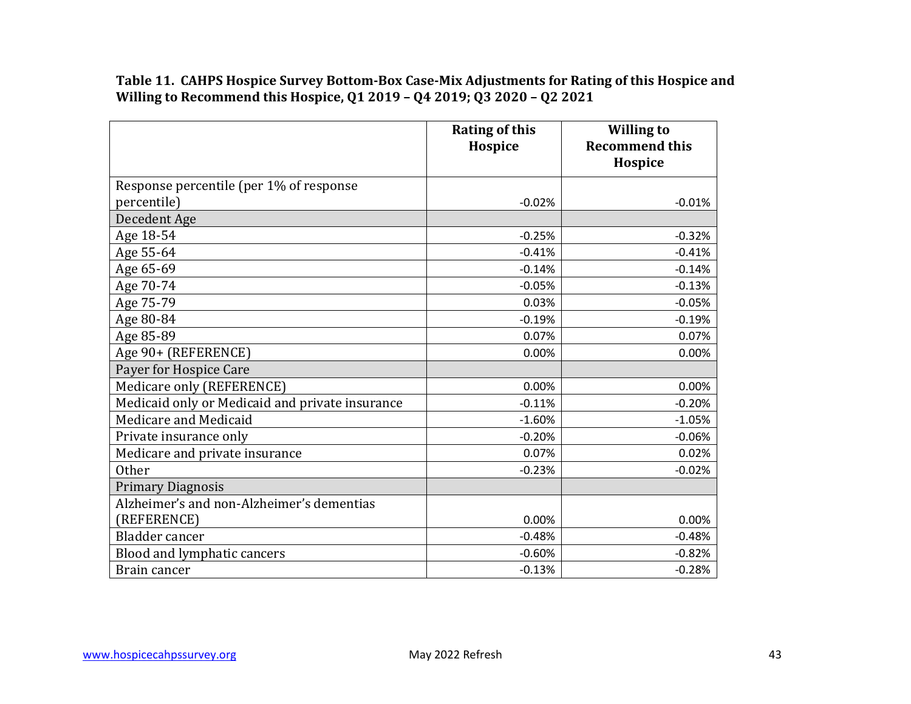**Table 11. CAHPS Hospice Survey Bottom-Box Case-Mix Adjustments for Rating of this Hospice and Willing to Recommend this Hospice, Q1 2019 – Q4 2019; Q3 2020 – Q2 2021**

| | Rating of this Hospice | Willing to Recommend this Hospice |
|---|---|---|
| Response percentile (per 1% of response percentile) | -0.02% | -0.01% |
| Decedent Age | | |
| Age 18-54 | -0.25% | -0.32% |
| Age 55-64 | -0.41% | -0.41% |
| Age 65-69 | -0.14% | -0.14% |
| Age 70-74 | -0.05% | -0.13% |
| Age 75-79 | 0.03% | -0.05% |
| Age 80-84 | -0.19% | -0.19% |
| Age 85-89 | 0.07% | 0.07% |
| Age 90+ (REFERENCE) | 0.00% | 0.00% |
| Payer for Hospice Care | | |
| Medicare only (REFERENCE) | 0.00% | 0.00% |
| Medicaid only or Medicaid and private insurance | -0.11% | -0.20% |
| Medicare and Medicaid | -1.60% | -1.05% |
| Private insurance only | -0.20% | -0.06% |
| Medicare and private insurance | 0.07% | 0.02% |
| Other | -0.23% | -0.02% |
| Primary Diagnosis | | |
| Alzheimer's and non-Alzheimer's dementias (REFERENCE) | 0.00% | 0.00% |
| Bladder cancer | -0.48% | -0.48% |
| Blood and lymphatic cancers | -0.60% | -0.82% |
| Brain cancer | -0.13% | -0.28% |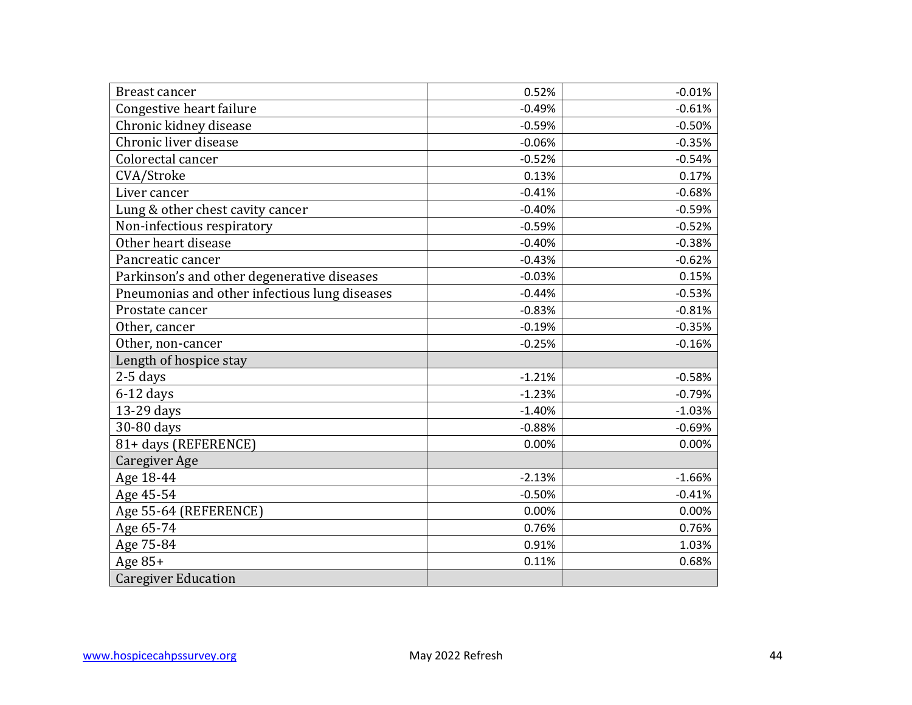| Breast cancer | 0.52% | -0.01% |
|---|---|---|
| Congestive heart failure | -0.49% | -0.61% |
| Chronic kidney disease | -0.59% | -0.50% |
| Chronic liver disease | -0.06% | -0.35% |
| Colorectal cancer | -0.52% | -0.54% |
| CVA/Stroke | 0.13% | 0.17% |
| Liver cancer | -0.41% | -0.68% |
| Lung & other chest cavity cancer | -0.40% | -0.59% |
| Non-infectious respiratory | -0.59% | -0.52% |
| Other heart disease | -0.40% | -0.38% |
| Pancreatic cancer | -0.43% | -0.62% |
| Parkinson's and other degenerative diseases | -0.03% | 0.15% |
| Pneumonias and other infectious lung diseases | -0.44% | -0.53% |
| Prostate cancer | -0.83% | -0.81% |
| Other, cancer | -0.19% | -0.35% |
| Other, non-cancer | -0.25% | -0.16% |
| Length of hospice stay | | |
| 2-5 days | -1.21% | -0.58% |
| 6-12 days | -1.23% | -0.79% |
| 13-29 days | -1.40% | -1.03% |
| 30-80 days | -0.88% | -0.69% |
| 81+ days (REFERENCE) | 0.00% | 0.00% |
| Caregiver Age | | |
| Age 18-44 | -2.13% | -1.66% |
| Age 45-54 | -0.50% | -0.41% |
| Age 55-64 (REFERENCE) | 0.00% | 0.00% |
| Age 65-74 | 0.76% | 0.76% |
| Age 75-84 | 0.91% | 1.03% |
| Age 85+ | 0.11% | 0.68% |
| Caregiver Education | | |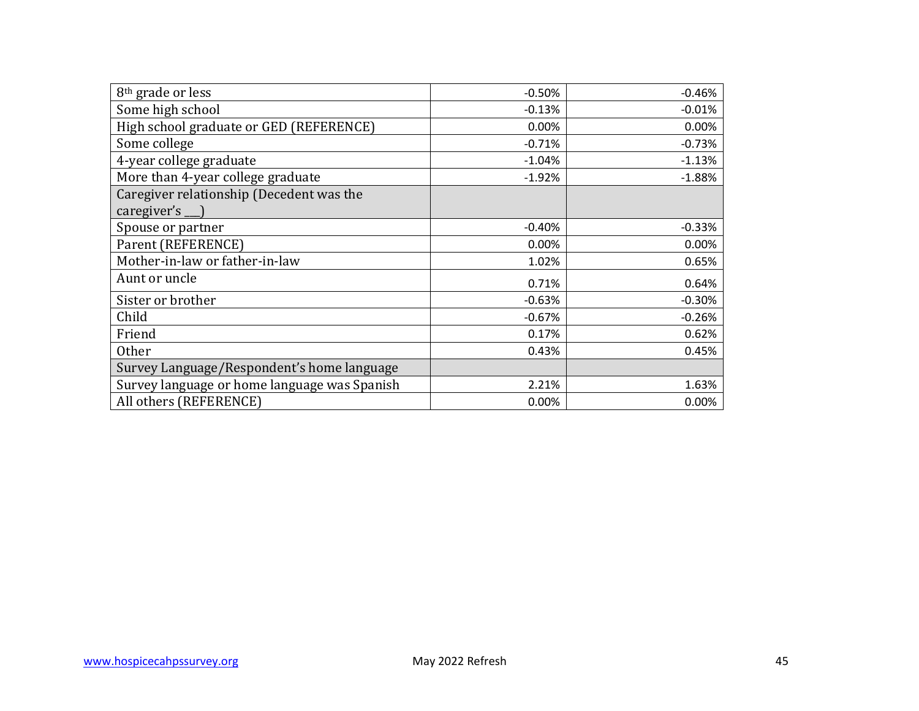| | | |
|---|---|---|
| 8th grade or less | -0.50% | -0.46% |
| Some high school | -0.13% | -0.01% |
| High school graduate or GED (REFERENCE) | 0.00% | 0.00% |
| Some college | -0.71% | -0.73% |
| 4-year college graduate | -1.04% | -1.13% |
| More than 4-year college graduate | -1.92% | -1.88% |
| Caregiver relationship (Decedent was the caregiver's __) | | |
| Spouse or partner | -0.40% | -0.33% |
| Parent (REFERENCE) | 0.00% | 0.00% |
| Mother-in-law or father-in-law | 1.02% | 0.65% |
| Aunt or uncle | 0.71% | 0.64% |
| Sister or brother | -0.63% | -0.30% |
| Child | -0.67% | -0.26% |
| Friend | 0.17% | 0.62% |
| Other | 0.43% | 0.45% |
| Survey Language/Respondent's home language | | |
| Survey language or home language was Spanish | 2.21% | 1.63% |
| All others (REFERENCE) | 0.00% | 0.00% |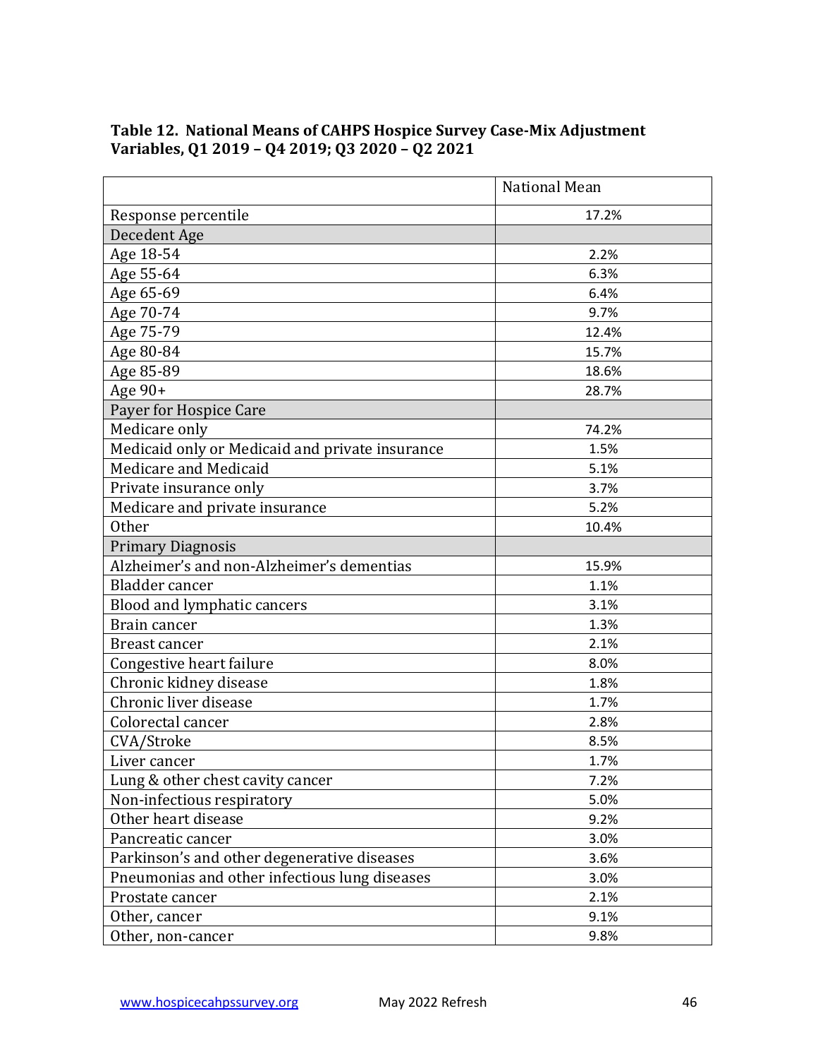**Table 12. National Means of CAHPS Hospice Survey Case-Mix Adjustment Variables, Q1 2019 – Q4 2019; Q3 2020 – Q2 2021**

| | National Mean |
|---|---|
| Response percentile | 17.2% |
| Decedent Age | |
| Age 18-54 | 2.2% |
| Age 55-64 | 6.3% |
| Age 65-69 | 6.4% |
| Age 70-74 | 9.7% |
| Age 75-79 | 12.4% |
| Age 80-84 | 15.7% |
| Age 85-89 | 18.6% |
| Age 90+ | 28.7% |
| Payer for Hospice Care | |
| Medicare only | 74.2% |
| Medicaid only or Medicaid and private insurance | 1.5% |
| Medicare and Medicaid | 5.1% |
| Private insurance only | 3.7% |
| Medicare and private insurance | 5.2% |
| Other | 10.4% |
| Primary Diagnosis | |
| Alzheimer's and non-Alzheimer's dementias | 15.9% |
| Bladder cancer | 1.1% |
| Blood and lymphatic cancers | 3.1% |
| Brain cancer | 1.3% |
| Breast cancer | 2.1% |
| Congestive heart failure | 8.0% |
| Chronic kidney disease | 1.8% |
| Chronic liver disease | 1.7% |
| Colorectal cancer | 2.8% |
| CVA/Stroke | 8.5% |
| Liver cancer | 1.7% |
| Lung & other chest cavity cancer | 7.2% |
| Non-infectious respiratory | 5.0% |
| Other heart disease | 9.2% |
| Pancreatic cancer | 3.0% |
| Parkinson's and other degenerative diseases | 3.6% |
| Pneumonias and other infectious lung diseases | 3.0% |
| Prostate cancer | 2.1% |
| Other, cancer | 9.1% |
| Other, non-cancer | 9.8% |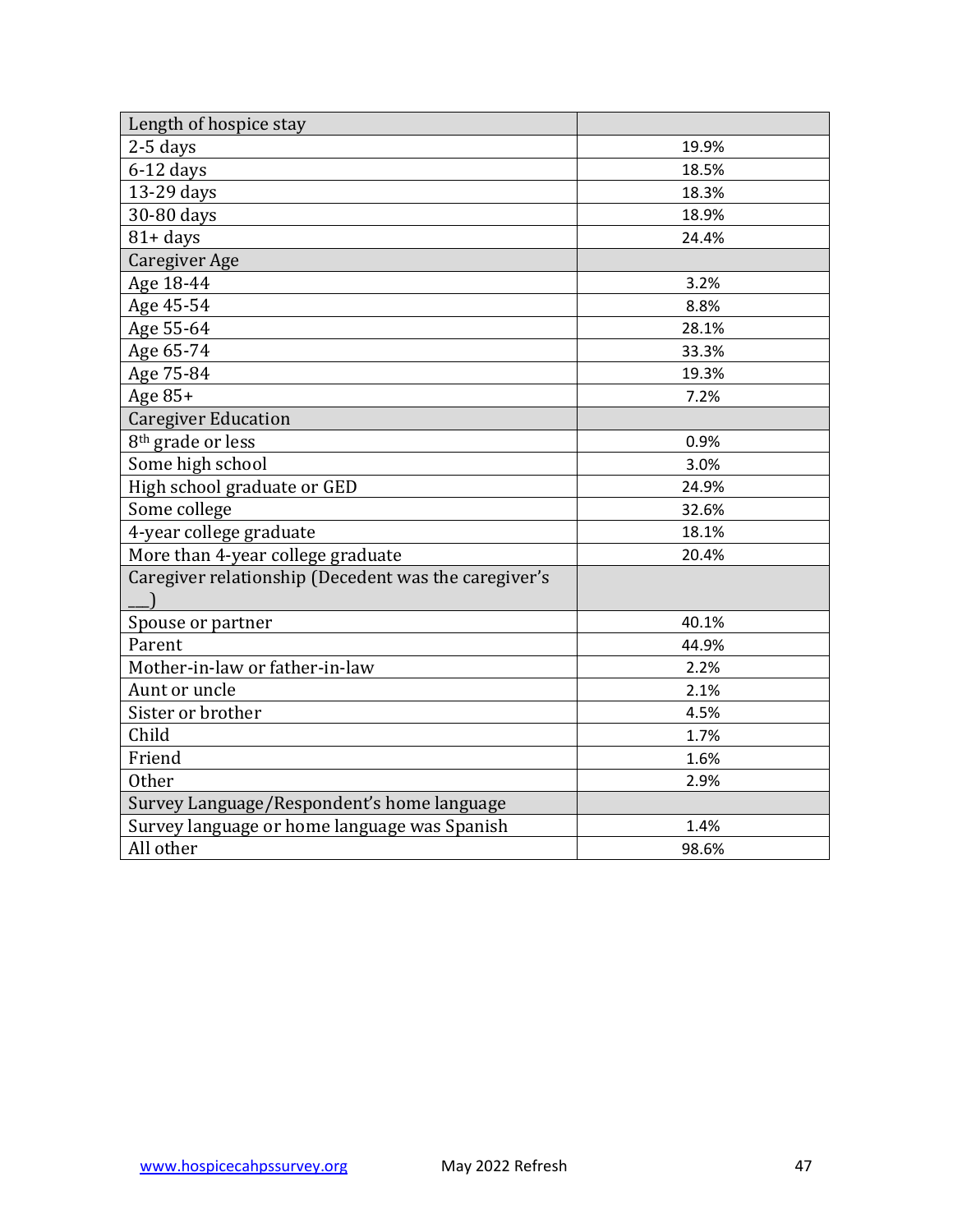| | |
|---|---|
| Length of hospice stay | |
| 2-5 days | 19.9% |
| 6-12 days | 18.5% |
| 13-29 days | 18.3% |
| 30-80 days | 18.9% |
| 81+ days | 24.4% |
| Caregiver Age | |
| Age 18-44 | 3.2% |
| Age 45-54 | 8.8% |
| Age 55-64 | 28.1% |
| Age 65-74 | 33.3% |
| Age 75-84 | 19.3% |
| Age 85+ | 7.2% |
| Caregiver Education | |
| 8th grade or less | 0.9% |
| Some high school | 3.0% |
| High school graduate or GED | 24.9% |
| Some college | 32.6% |
| 4-year college graduate | 18.1% |
| More than 4-year college graduate | 20.4% |
| Caregiver relationship (Decedent was the caregiver's ___) | |
| Spouse or partner | 40.1% |
| Parent | 44.9% |
| Mother-in-law or father-in-law | 2.2% |
| Aunt or uncle | 2.1% |
| Sister or brother | 4.5% |
| Child | 1.7% |
| Friend | 1.6% |
| Other | 2.9% |
| Survey Language/Respondent's home language | |
| Survey language or home language was Spanish | 1.4% |
| All other | 98.6% |